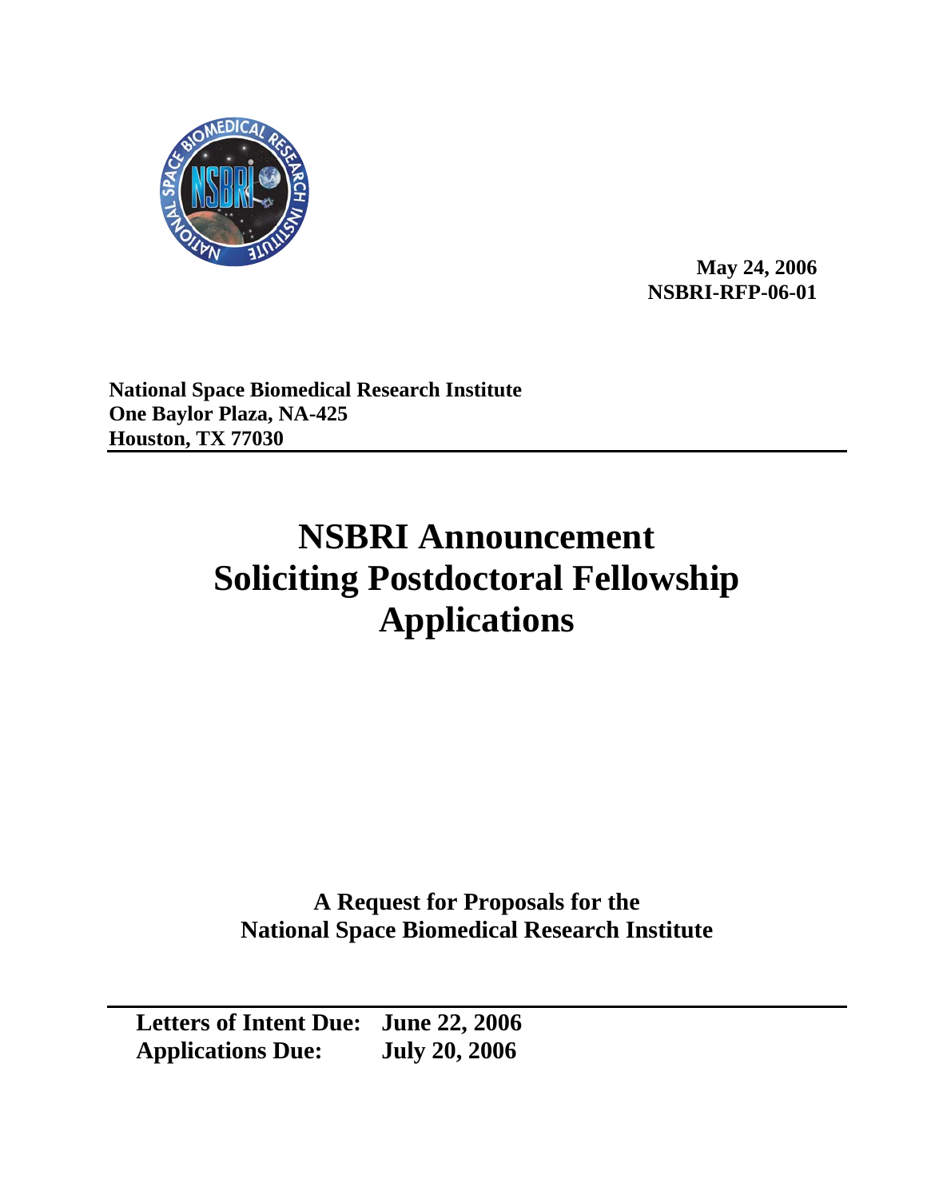**May 24, 2006**
**NSBRI-RFP-06-01**

**National Space Biomedical Research Institute**
**One Baylor Plaza, NA-425**
**Houston, TX 77030**

# NSBRI Announcement Soliciting Postdoctoral Fellowship Applications

**A Request for Proposals for the National Space Biomedical Research Institute**

**Letters of Intent Due: June 22, 2006**
**Applications Due: July 20, 2006**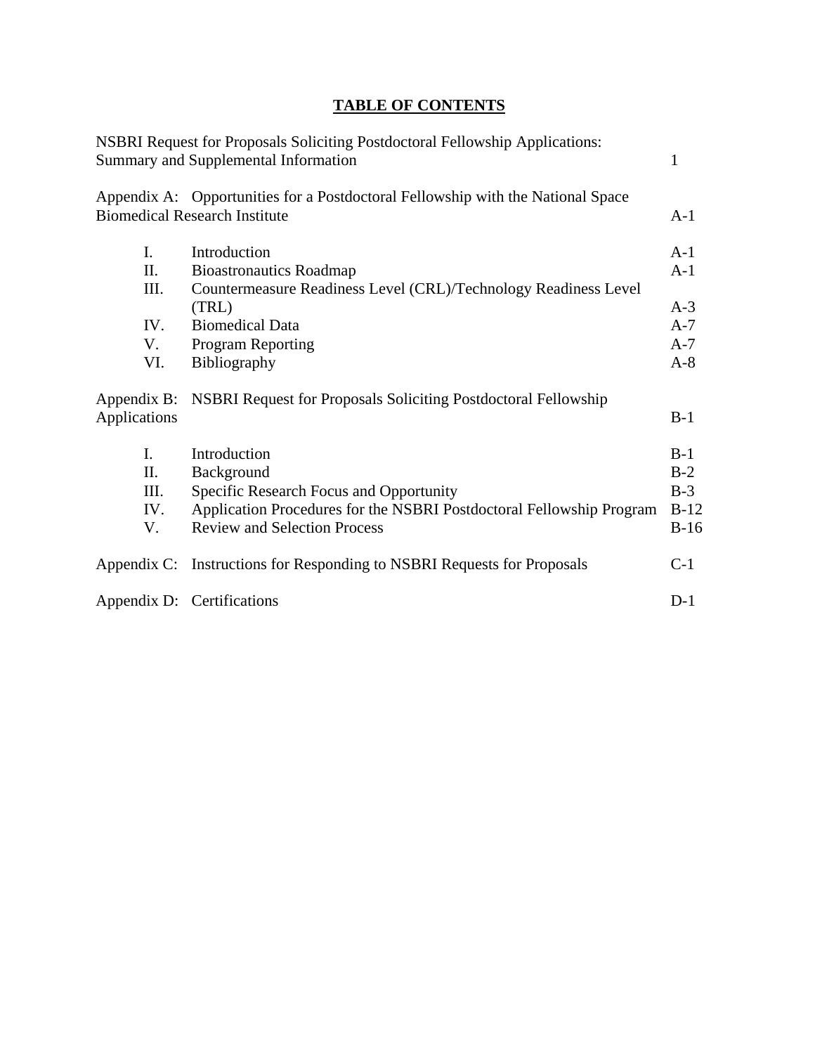# TABLE OF CONTENTS

| | |
|---|---|
| NSBRI Request for Proposals Soliciting Postdoctoral Fellowship Applications: Summary and Supplemental Information | 1 |
| Appendix A: Opportunities for a Postdoctoral Fellowship with the National Space Biomedical Research Institute | A-1 |
| I. Introduction | A-1 |
| II. Bioastronautics Roadmap | A-1 |
| III. Countermeasure Readiness Level (CRL)/Technology Readiness Level (TRL) | A-3 |
| IV. Biomedical Data | A-7 |
| V. Program Reporting | A-7 |
| VI. Bibliography | A-8 |
| Appendix B: NSBRI Request for Proposals Soliciting Postdoctoral Fellowship Applications | B-1 |
| I. Introduction | B-1 |
| II. Background | B-2 |
| III. Specific Research Focus and Opportunity | B-3 |
| IV. Application Procedures for the NSBRI Postdoctoral Fellowship Program | B-12 |
| V. Review and Selection Process | B-16 |
| Appendix C: Instructions for Responding to NSBRI Requests for Proposals | C-1 |
| Appendix D: Certifications | D-1 |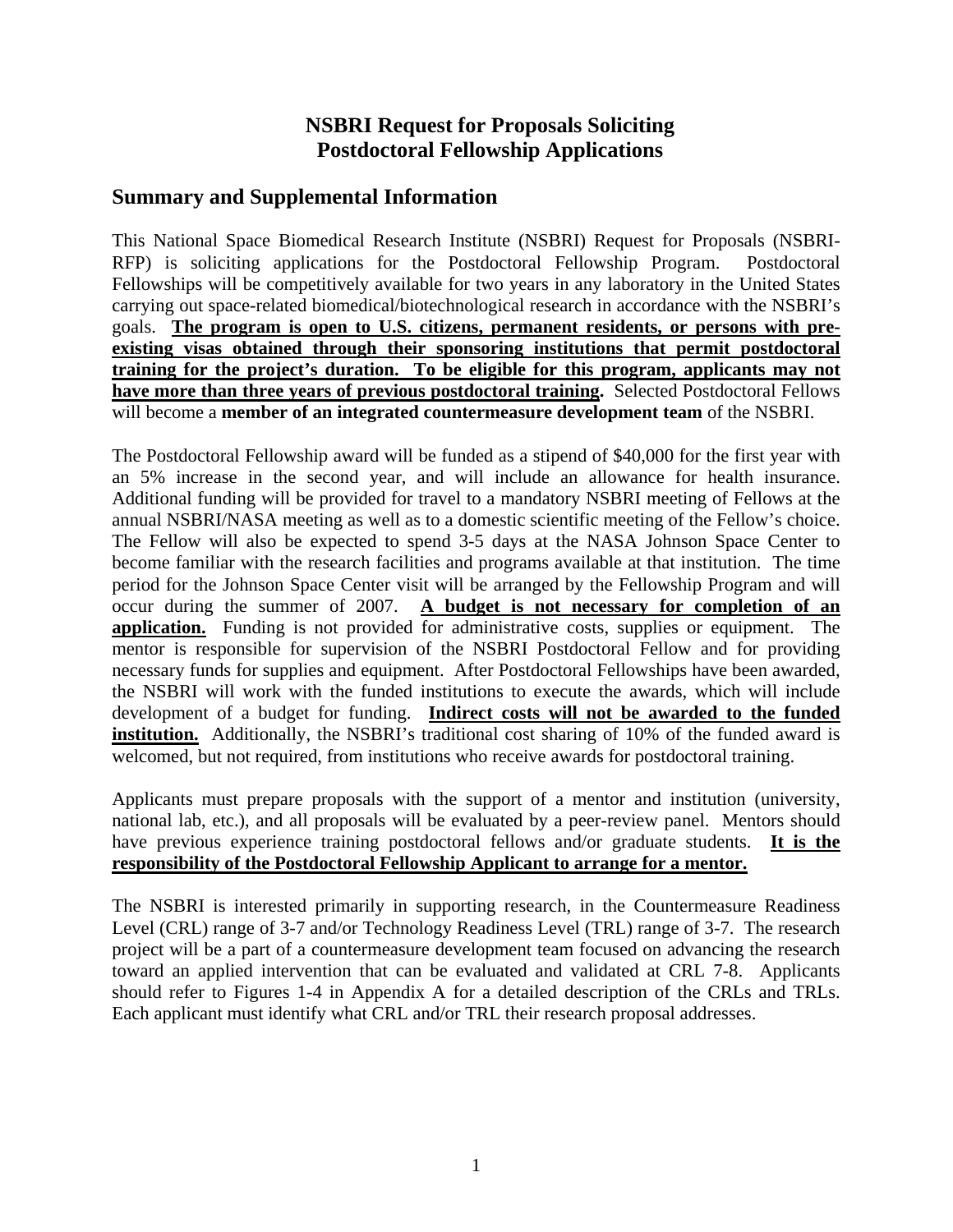# NSBRI Request for Proposals Soliciting Postdoctoral Fellowship Applications

## Summary and Supplemental Information

This National Space Biomedical Research Institute (NSBRI) Request for Proposals (NSBRI-RFP) is soliciting applications for the Postdoctoral Fellowship Program. Postdoctoral Fellowships will be competitively available for two years in any laboratory in the United States carrying out space-related biomedical/biotechnological research in accordance with the NSBRI's goals. **The program is open to U.S. citizens, permanent residents, or persons with pre-existing visas obtained through their sponsoring institutions that permit postdoctoral training for the project's duration. To be eligible for this program, applicants may not have more than three years of previous postdoctoral training.** Selected Postdoctoral Fellows will become a **member of an integrated countermeasure development team** of the NSBRI.

The Postdoctoral Fellowship award will be funded as a stipend of $40,000 for the first year with an 5% increase in the second year, and will include an allowance for health insurance. Additional funding will be provided for travel to a mandatory NSBRI meeting of Fellows at the annual NSBRI/NASA meeting as well as to a domestic scientific meeting of the Fellow's choice. The Fellow will also be expected to spend 3-5 days at the NASA Johnson Space Center to become familiar with the research facilities and programs available at that institution. The time period for the Johnson Space Center visit will be arranged by the Fellowship Program and will occur during the summer of 2007. **A budget is not necessary for completion of an application.** Funding is not provided for administrative costs, supplies or equipment. The mentor is responsible for supervision of the NSBRI Postdoctoral Fellow and for providing necessary funds for supplies and equipment. After Postdoctoral Fellowships have been awarded, the NSBRI will work with the funded institutions to execute the awards, which will include development of a budget for funding. **Indirect costs will not be awarded to the funded institution.** Additionally, the NSBRI's traditional cost sharing of 10% of the funded award is welcomed, but not required, from institutions who receive awards for postdoctoral training.

Applicants must prepare proposals with the support of a mentor and institution (university, national lab, etc.), and all proposals will be evaluated by a peer-review panel. Mentors should have previous experience training postdoctoral fellows and/or graduate students. **It is the responsibility of the Postdoctoral Fellowship Applicant to arrange for a mentor.**

The NSBRI is interested primarily in supporting research, in the Countermeasure Readiness Level (CRL) range of 3-7 and/or Technology Readiness Level (TRL) range of 3-7. The research project will be a part of a countermeasure development team focused on advancing the research toward an applied intervention that can be evaluated and validated at CRL 7-8. Applicants should refer to Figures 1-4 in Appendix A for a detailed description of the CRLs and TRLs. Each applicant must identify what CRL and/or TRL their research proposal addresses.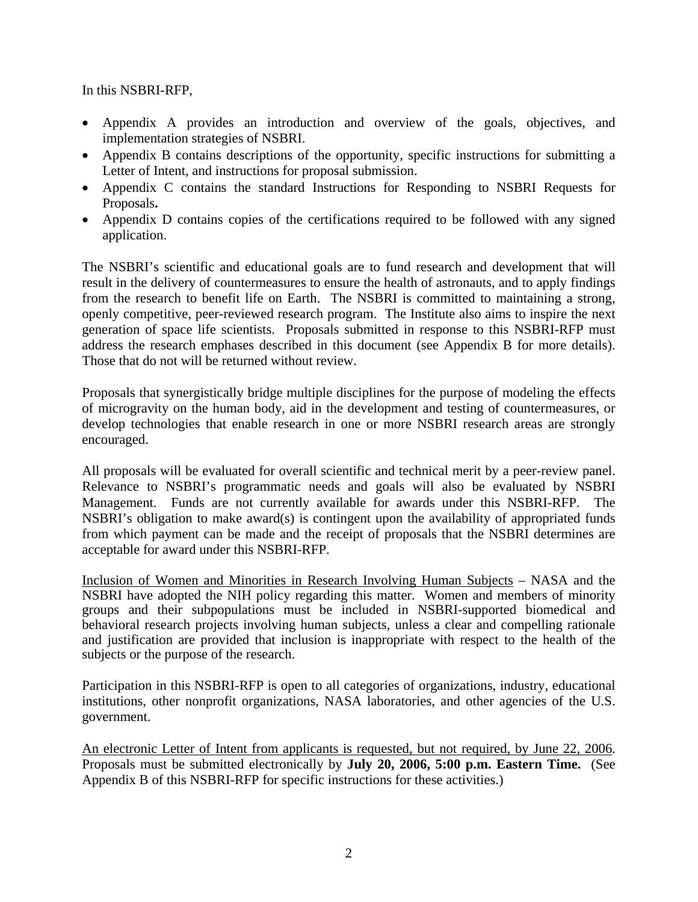In this NSBRI-RFP,

- Appendix A provides an introduction and overview of the goals, objectives, and implementation strategies of NSBRI.
- Appendix B contains descriptions of the opportunity, specific instructions for submitting a Letter of Intent, and instructions for proposal submission.
- Appendix C contains the standard Instructions for Responding to NSBRI Requests for Proposals**.**
- Appendix D contains copies of the certifications required to be followed with any signed application.

The NSBRI's scientific and educational goals are to fund research and development that will result in the delivery of countermeasures to ensure the health of astronauts, and to apply findings from the research to benefit life on Earth. The NSBRI is committed to maintaining a strong, openly competitive, peer-reviewed research program. The Institute also aims to inspire the next generation of space life scientists. Proposals submitted in response to this NSBRI-RFP must address the research emphases described in this document (see Appendix B for more details). Those that do not will be returned without review.

Proposals that synergistically bridge multiple disciplines for the purpose of modeling the effects of microgravity on the human body, aid in the development and testing of countermeasures, or develop technologies that enable research in one or more NSBRI research areas are strongly encouraged.

All proposals will be evaluated for overall scientific and technical merit by a peer-review panel. Relevance to NSBRI's programmatic needs and goals will also be evaluated by NSBRI Management. Funds are not currently available for awards under this NSBRI-RFP. The NSBRI's obligation to make award(s) is contingent upon the availability of appropriated funds from which payment can be made and the receipt of proposals that the NSBRI determines are acceptable for award under this NSBRI-RFP.

<u>Inclusion of Women and Minorities in Research Involving Human Subjects</u> – NASA and the NSBRI have adopted the NIH policy regarding this matter. Women and members of minority groups and their subpopulations must be included in NSBRI-supported biomedical and behavioral research projects involving human subjects, unless a clear and compelling rationale and justification are provided that inclusion is inappropriate with respect to the health of the subjects or the purpose of the research.

Participation in this NSBRI-RFP is open to all categories of organizations, industry, educational institutions, other nonprofit organizations, NASA laboratories, and other agencies of the U.S. government.

<u>An electronic Letter of Intent from applicants is requested, but not required, by June 22, 2006</u>. Proposals must be submitted electronically by **July 20, 2006, 5:00 p.m. Eastern Time.** (See Appendix B of this NSBRI-RFP for specific instructions for these activities.)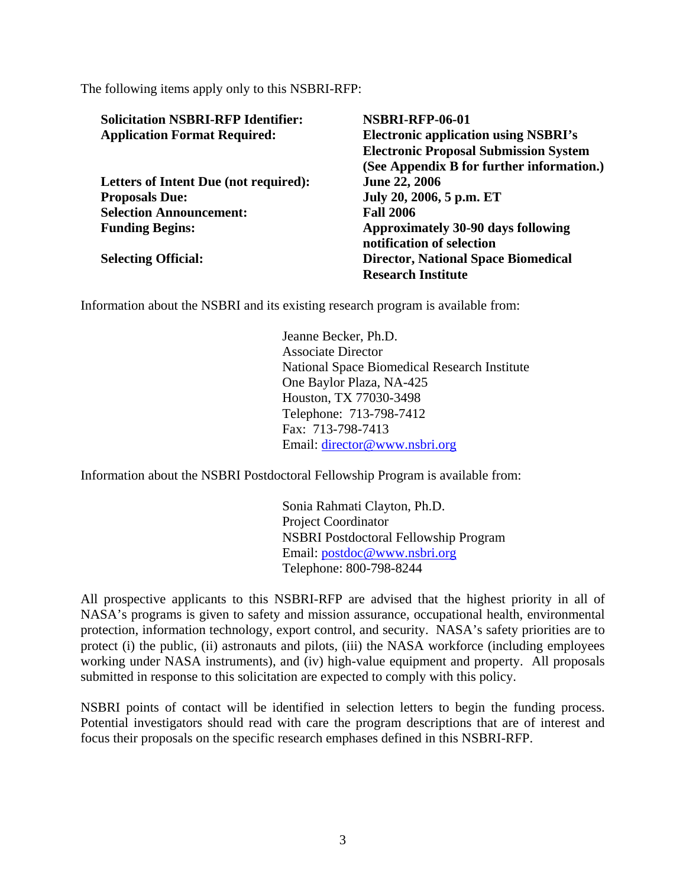The following items apply only to this NSBRI-RFP:

| | |
|---|---|
| **Solicitation NSBRI-RFP Identifier:** | **NSBRI-RFP-06-01** |
| **Application Format Required:** | **Electronic application using NSBRI's Electronic Proposal Submission System (See Appendix B for further information.)** |
| **Letters of Intent Due (not required):** | **June 22, 2006** |
| **Proposals Due:** | **July 20, 2006, 5 p.m. ET** |
| **Selection Announcement:** | **Fall 2006** |
| **Funding Begins:** | **Approximately 30-90 days following notification of selection** |
| **Selecting Official:** | **Director, National Space Biomedical Research Institute** |

Information about the NSBRI and its existing research program is available from:

Jeanne Becker, Ph.D.
Associate Director
National Space Biomedical Research Institute
One Baylor Plaza, NA-425
Houston, TX 77030-3498
Telephone: 713-798-7412
Fax: 713-798-7413
Email: director@www.nsbri.org

Information about the NSBRI Postdoctoral Fellowship Program is available from:

Sonia Rahmati Clayton, Ph.D.
Project Coordinator
NSBRI Postdoctoral Fellowship Program
Email: postdoc@www.nsbri.org
Telephone: 800-798-8244

All prospective applicants to this NSBRI-RFP are advised that the highest priority in all of NASA's programs is given to safety and mission assurance, occupational health, environmental protection, information technology, export control, and security. NASA's safety priorities are to protect (i) the public, (ii) astronauts and pilots, (iii) the NASA workforce (including employees working under NASA instruments), and (iv) high-value equipment and property. All proposals submitted in response to this solicitation are expected to comply with this policy.

NSBRI points of contact will be identified in selection letters to begin the funding process. Potential investigators should read with care the program descriptions that are of interest and focus their proposals on the specific research emphases defined in this NSBRI-RFP.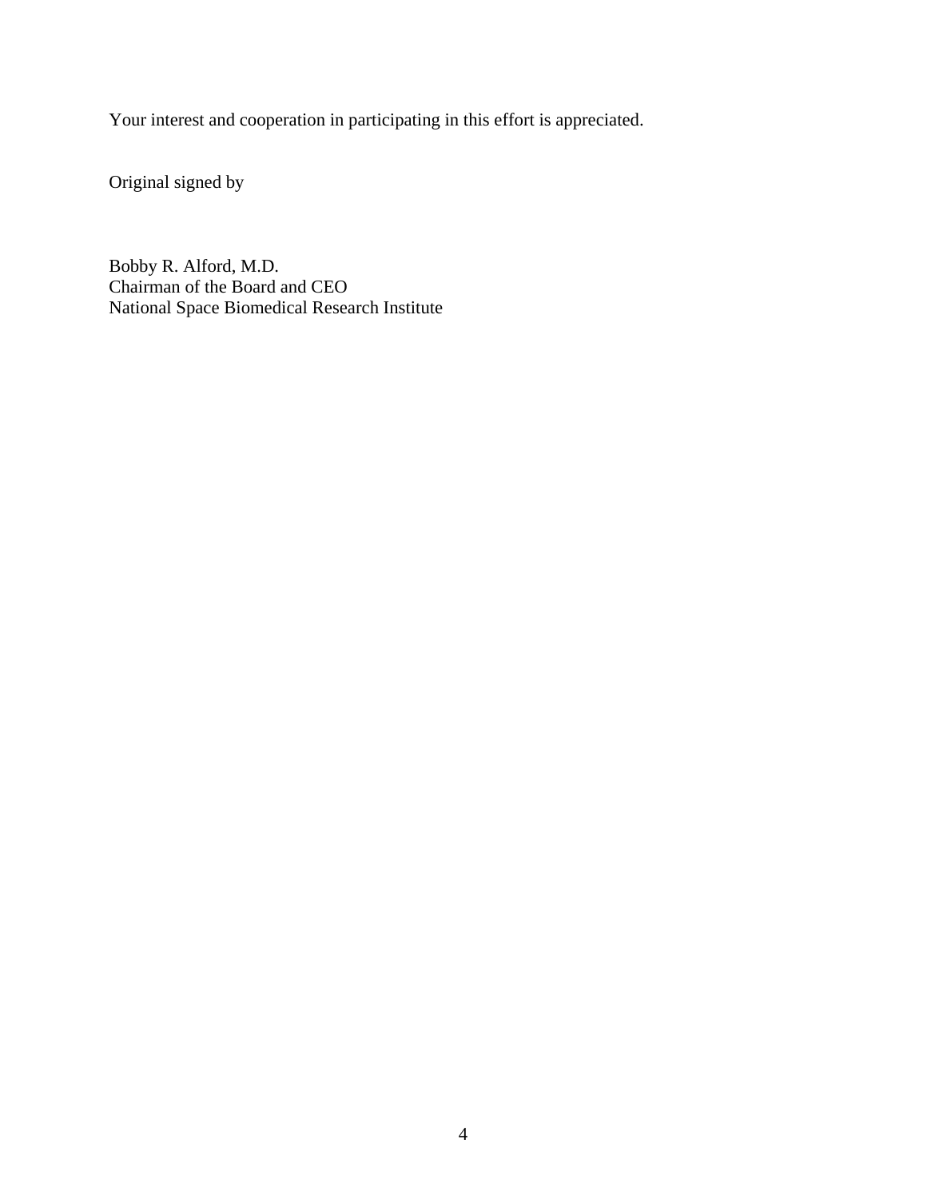Your interest and cooperation in participating in this effort is appreciated.

Original signed by

Bobby R. Alford, M.D.  
Chairman of the Board and CEO  
National Space Biomedical Research Institute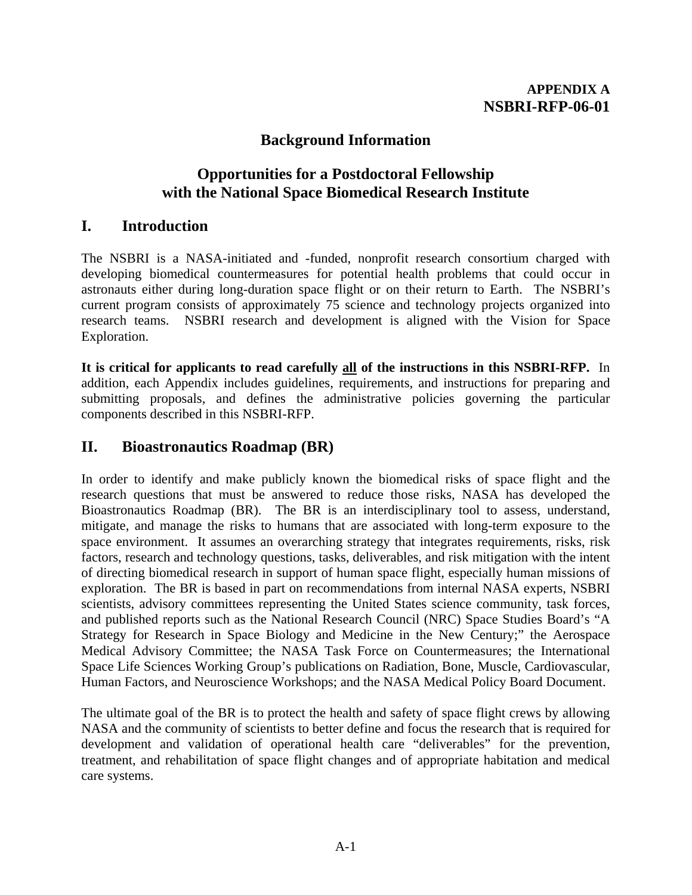**APPENDIX A**
**NSBRI-RFP-06-01**

## Background Information

## Opportunities for a Postdoctoral Fellowship with the National Space Biomedical Research Institute

## I. Introduction

The NSBRI is a NASA-initiated and -funded, nonprofit research consortium charged with developing biomedical countermeasures for potential health problems that could occur in astronauts either during long-duration space flight or on their return to Earth. The NSBRI's current program consists of approximately 75 science and technology projects organized into research teams. NSBRI research and development is aligned with the Vision for Space Exploration.

**It is critical for applicants to read carefully <u>all</u> of the instructions in this NSBRI-RFP.** In addition, each Appendix includes guidelines, requirements, and instructions for preparing and submitting proposals, and defines the administrative policies governing the particular components described in this NSBRI-RFP.

## II. Bioastronautics Roadmap (BR)

In order to identify and make publicly known the biomedical risks of space flight and the research questions that must be answered to reduce those risks, NASA has developed the Bioastronautics Roadmap (BR). The BR is an interdisciplinary tool to assess, understand, mitigate, and manage the risks to humans that are associated with long-term exposure to the space environment. It assumes an overarching strategy that integrates requirements, risks, risk factors, research and technology questions, tasks, deliverables, and risk mitigation with the intent of directing biomedical research in support of human space flight, especially human missions of exploration. The BR is based in part on recommendations from internal NASA experts, NSBRI scientists, advisory committees representing the United States science community, task forces, and published reports such as the National Research Council (NRC) Space Studies Board's "A Strategy for Research in Space Biology and Medicine in the New Century;" the Aerospace Medical Advisory Committee; the NASA Task Force on Countermeasures; the International Space Life Sciences Working Group's publications on Radiation, Bone, Muscle, Cardiovascular, Human Factors, and Neuroscience Workshops; and the NASA Medical Policy Board Document.

The ultimate goal of the BR is to protect the health and safety of space flight crews by allowing NASA and the community of scientists to better define and focus the research that is required for development and validation of operational health care "deliverables" for the prevention, treatment, and rehabilitation of space flight changes and of appropriate habitation and medical care systems.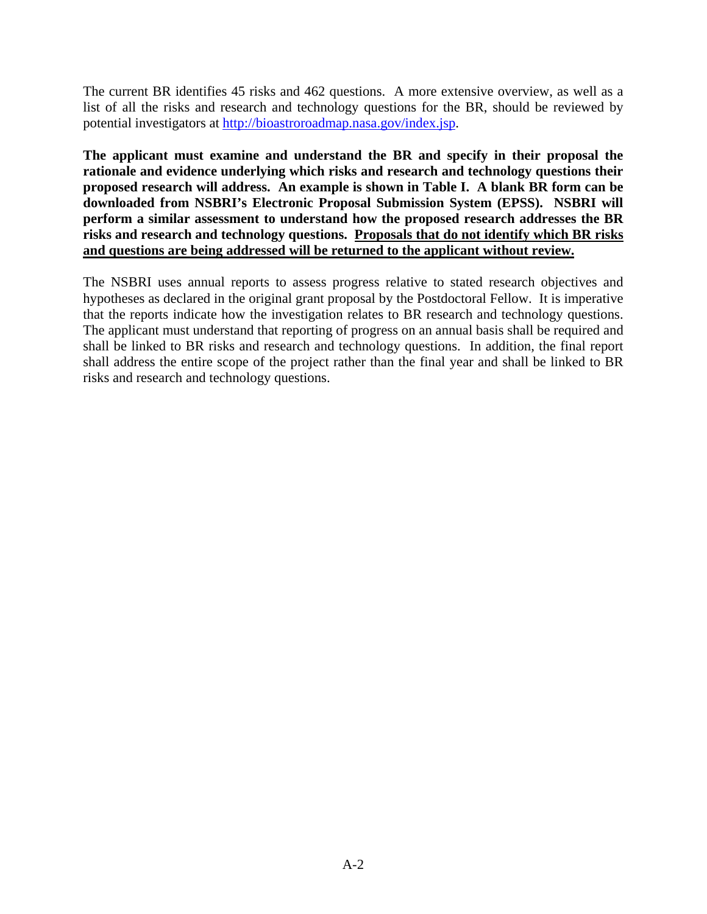The current BR identifies 45 risks and 462 questions. A more extensive overview, as well as a list of all the risks and research and technology questions for the BR, should be reviewed by potential investigators at [http://bioastroroadmap.nasa.gov/index.jsp](http://bioastroroadmap.nasa.gov/index.jsp).

**The applicant must examine and understand the BR and specify in their proposal the rationale and evidence underlying which risks and research and technology questions their proposed research will address. An example is shown in Table I. A blank BR form can be downloaded from NSBRI's Electronic Proposal Submission System (EPSS). NSBRI will perform a similar assessment to understand how the proposed research addresses the BR risks and research and technology questions. <u>Proposals that do not identify which BR risks and questions are being addressed will be returned to the applicant without review.</u>**

The NSBRI uses annual reports to assess progress relative to stated research objectives and hypotheses as declared in the original grant proposal by the Postdoctoral Fellow. It is imperative that the reports indicate how the investigation relates to BR research and technology questions. The applicant must understand that reporting of progress on an annual basis shall be required and shall be linked to BR risks and research and technology questions. In addition, the final report shall address the entire scope of the project rather than the final year and shall be linked to BR risks and research and technology questions.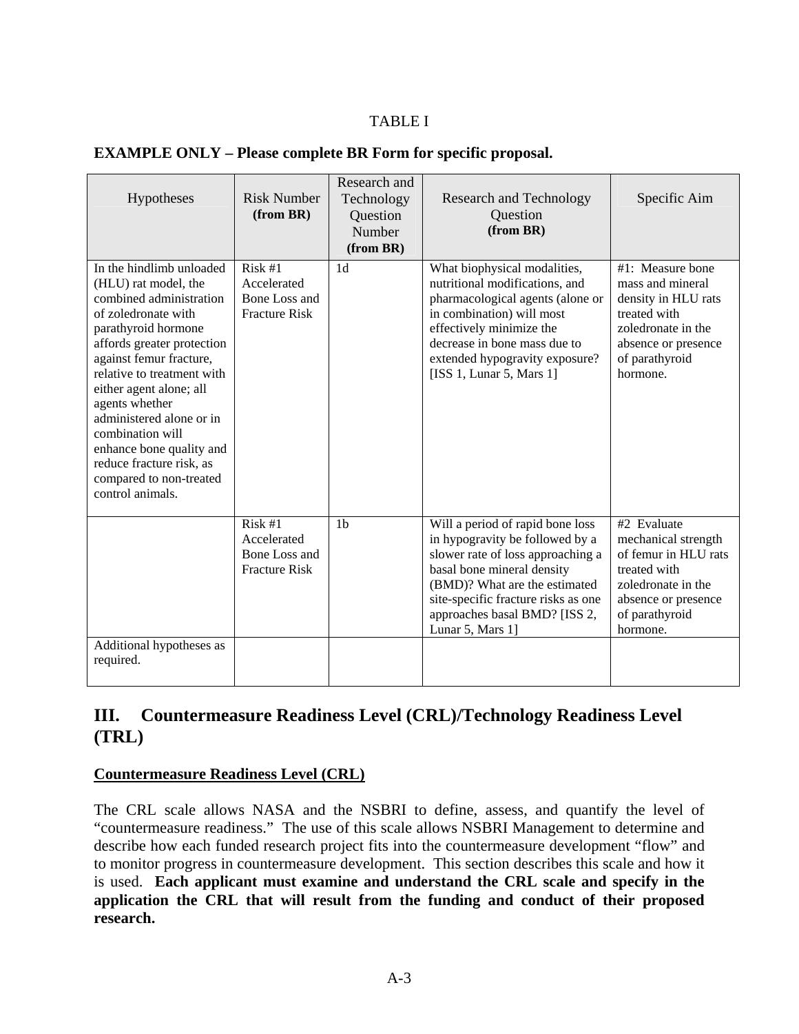TABLE I

**EXAMPLE ONLY – Please complete BR Form for specific proposal.**

| Hypotheses | Risk Number **(from BR)** | Research and Technology Question Number **(from BR)** | Research and Technology Question **(from BR)** | Specific Aim |
|---|---|---|---|---|
| In the hindlimb unloaded (HLU) rat model, the combined administration of zoledronate with parathyroid hormone affords greater protection against femur fracture, relative to treatment with either agent alone; all agents whether administered alone or in combination will enhance bone quality and reduce fracture risk, as compared to non-treated control animals. | Risk #1 Accelerated Bone Loss and Fracture Risk | 1d | What biophysical modalities, nutritional modifications, and pharmacological agents (alone or in combination) will most effectively minimize the decrease in bone mass due to extended hypogravity exposure? [ISS 1, Lunar 5, Mars 1] | #1: Measure bone mass and mineral density in HLU rats treated with zoledronate in the absence or presence of parathyroid hormone. |
| | Risk #1 Accelerated Bone Loss and Fracture Risk | 1b | Will a period of rapid bone loss in hypogravity be followed by a slower rate of loss approaching a basal bone mineral density (BMD)? What are the estimated site-specific fracture risks as one approaches basal BMD? [ISS 2, Lunar 5, Mars 1] | #2 Evaluate mechanical strength of femur in HLU rats treated with zoledronate in the absence or presence of parathyroid hormone. |
| Additional hypotheses as required. | | | | |

## III. Countermeasure Readiness Level (CRL)/Technology Readiness Level (TRL)

**Countermeasure Readiness Level (CRL)**

The CRL scale allows NASA and the NSBRI to define, assess, and quantify the level of "countermeasure readiness." The use of this scale allows NSBRI Management to determine and describe how each funded research project fits into the countermeasure development "flow" and to monitor progress in countermeasure development. This section describes this scale and how it is used. **Each applicant must examine and understand the CRL scale and specify in the application the CRL that will result from the funding and conduct of their proposed research.**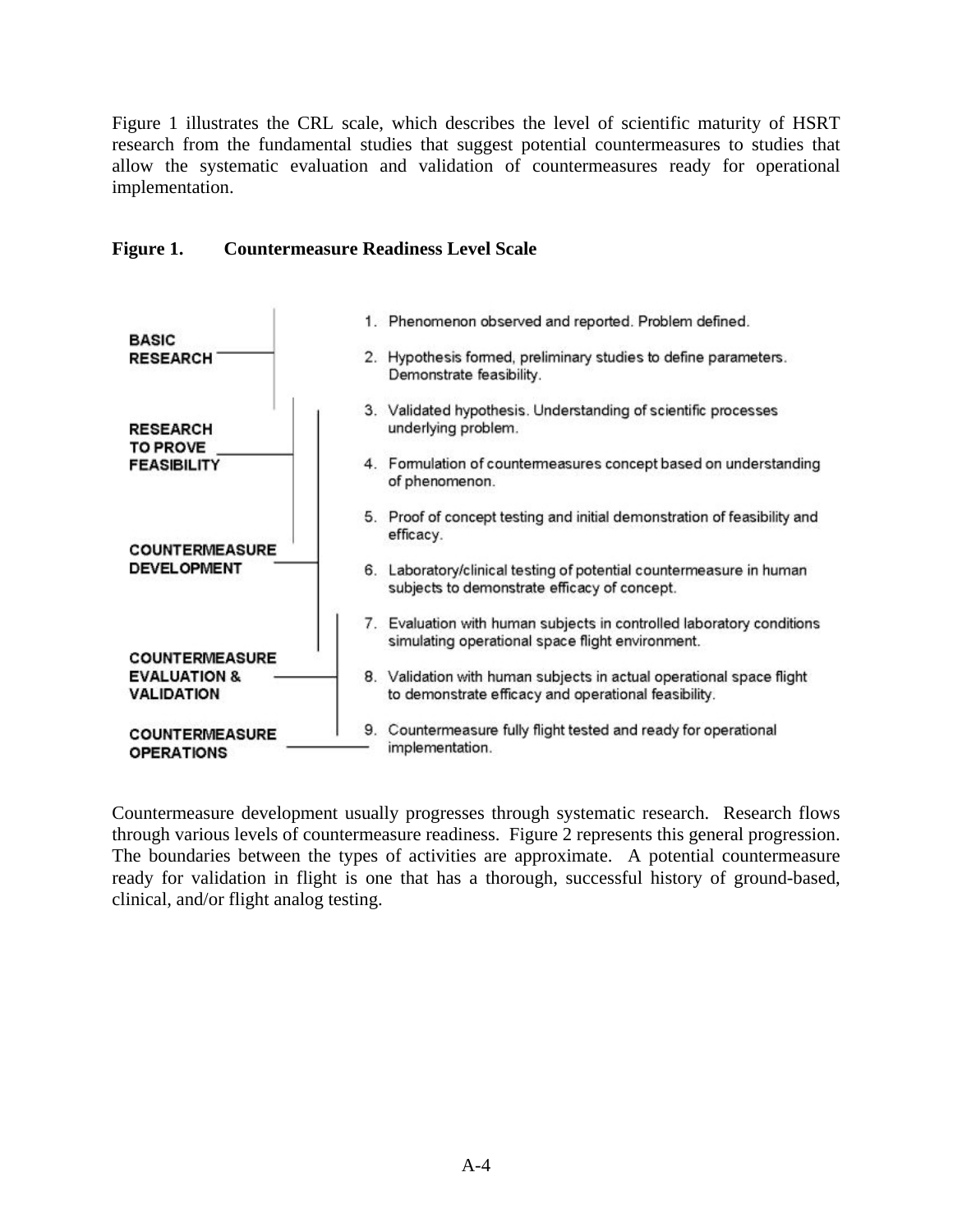Figure 1 illustrates the CRL scale, which describes the level of scientific maturity of HSRT research from the fundamental studies that suggest potential countermeasures to studies that allow the systematic evaluation and validation of countermeasures ready for operational implementation.

**Figure 1. Countermeasure Readiness Level Scale**

**BASIC RESEARCH**

1. Phenomenon observed and reported. Problem defined.
2. Hypothesis formed, preliminary studies to define parameters. Demonstrate feasibility.

**RESEARCH TO PROVE FEASIBILITY**

3. Validated hypothesis. Understanding of scientific processes underlying problem.
4. Formulation of countermeasures concept based on understanding of phenomenon.
5. Proof of concept testing and initial demonstration of feasibility and efficacy.

**COUNTERMEASURE DEVELOPMENT**

6. Laboratory/clinical testing of potential countermeasure in human subjects to demonstrate efficacy of concept.
7. Evaluation with human subjects in controlled laboratory conditions simulating operational space flight environment.

**COUNTERMEASURE EVALUATION & VALIDATION**

8. Validation with human subjects in actual operational space flight to demonstrate efficacy and operational feasibility.

**COUNTERMEASURE OPERATIONS**

9. Countermeasure fully flight tested and ready for operational implementation.

Countermeasure development usually progresses through systematic research. Research flows through various levels of countermeasure readiness. Figure 2 represents this general progression. The boundaries between the types of activities are approximate. A potential countermeasure ready for validation in flight is one that has a thorough, successful history of ground-based, clinical, and/or flight analog testing.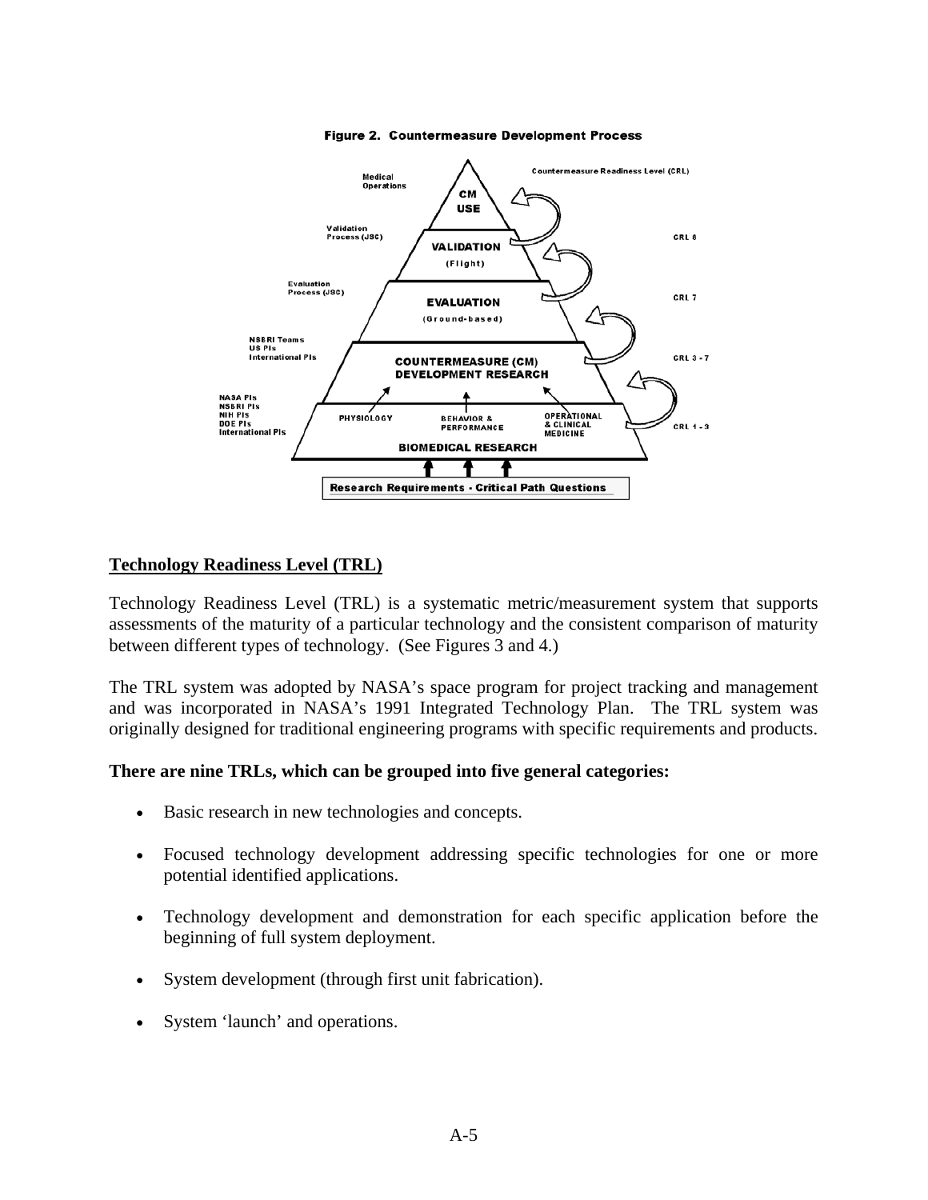**Figure 2. Countermeasure Development Process**

## Technology Readiness Level (TRL)

Technology Readiness Level (TRL) is a systematic metric/measurement system that supports assessments of the maturity of a particular technology and the consistent comparison of maturity between different types of technology. (See Figures 3 and 4.)

The TRL system was adopted by NASA's space program for project tracking and management and was incorporated in NASA's 1991 Integrated Technology Plan. The TRL system was originally designed for traditional engineering programs with specific requirements and products.

**There are nine TRLs, which can be grouped into five general categories:**

- Basic research in new technologies and concepts.
- Focused technology development addressing specific technologies for one or more potential identified applications.
- Technology development and demonstration for each specific application before the beginning of full system deployment.
- System development (through first unit fabrication).
- System 'launch' and operations.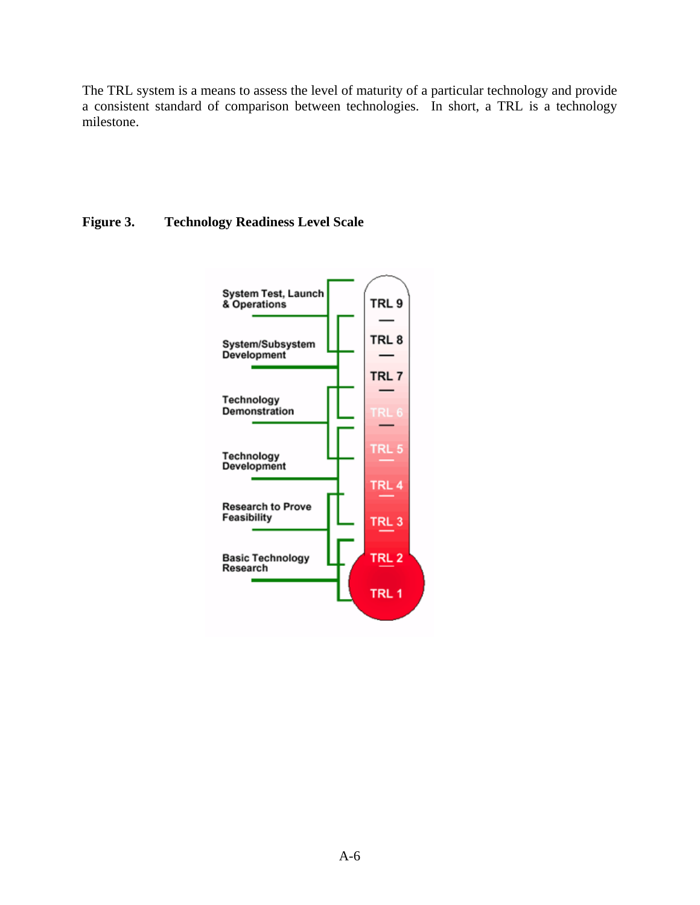The TRL system is a means to assess the level of maturity of a particular technology and provide a consistent standard of comparison between technologies. In short, a TRL is a technology milestone.

**Figure 3. Technology Readiness Level Scale**

System Test, Launch & Operations

System/Subsystem Development

Technology Demonstration

Technology Development

Research to Prove Feasibility

Basic Technology Research

TRL 9

TRL 8

TRL 7

TRL 6

TRL 5

TRL 4

TRL 3

TRL 2

TRL 1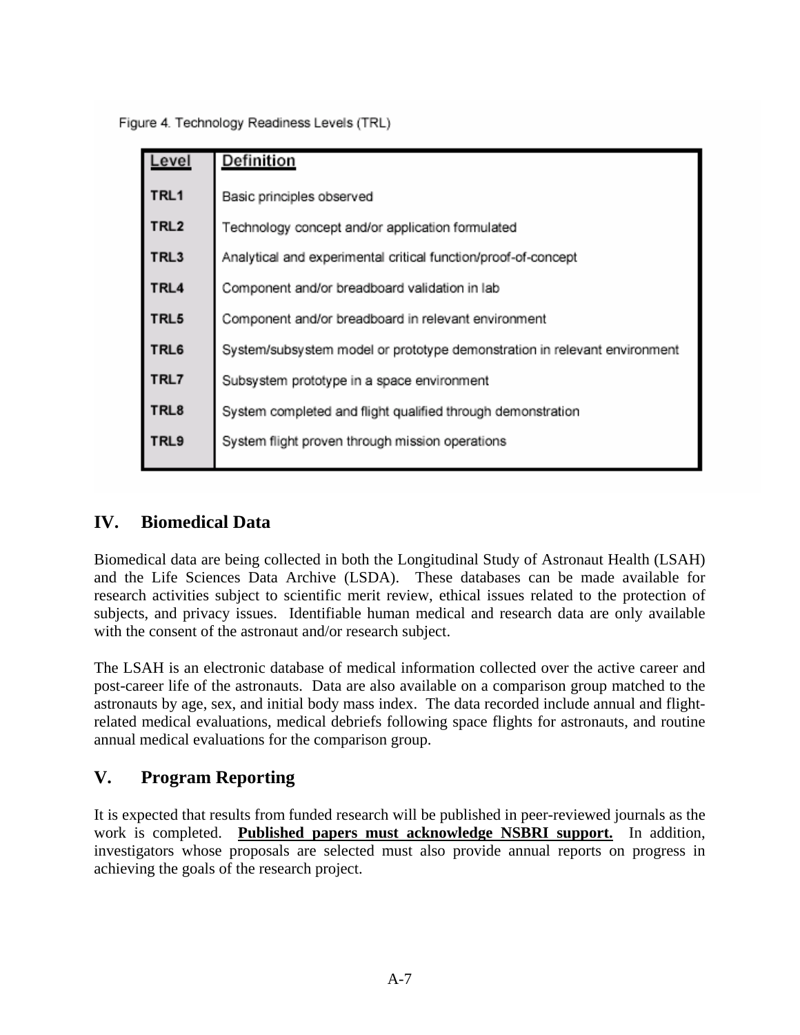Figure 4. Technology Readiness Levels (TRL)

| Level | Definition |
| --- | --- |
| TRL1 | Basic principles observed |
| TRL2 | Technology concept and/or application formulated |
| TRL3 | Analytical and experimental critical function/proof-of-concept |
| TRL4 | Component and/or breadboard validation in lab |
| TRL5 | Component and/or breadboard in relevant environment |
| TRL6 | System/subsystem model or prototype demonstration in relevant environment |
| TRL7 | Subsystem prototype in a space environment |
| TRL8 | System completed and flight qualified through demonstration |
| TRL9 | System flight proven through mission operations |

## IV. Biomedical Data

Biomedical data are being collected in both the Longitudinal Study of Astronaut Health (LSAH) and the Life Sciences Data Archive (LSDA). These databases can be made available for research activities subject to scientific merit review, ethical issues related to the protection of subjects, and privacy issues. Identifiable human medical and research data are only available with the consent of the astronaut and/or research subject.

The LSAH is an electronic database of medical information collected over the active career and post-career life of the astronauts. Data are also available on a comparison group matched to the astronauts by age, sex, and initial body mass index. The data recorded include annual and flight-related medical evaluations, medical debriefs following space flights for astronauts, and routine annual medical evaluations for the comparison group.

## V. Program Reporting

It is expected that results from funded research will be published in peer-reviewed journals as the work is completed. **Published papers must acknowledge NSBRI support.** In addition, investigators whose proposals are selected must also provide annual reports on progress in achieving the goals of the research project.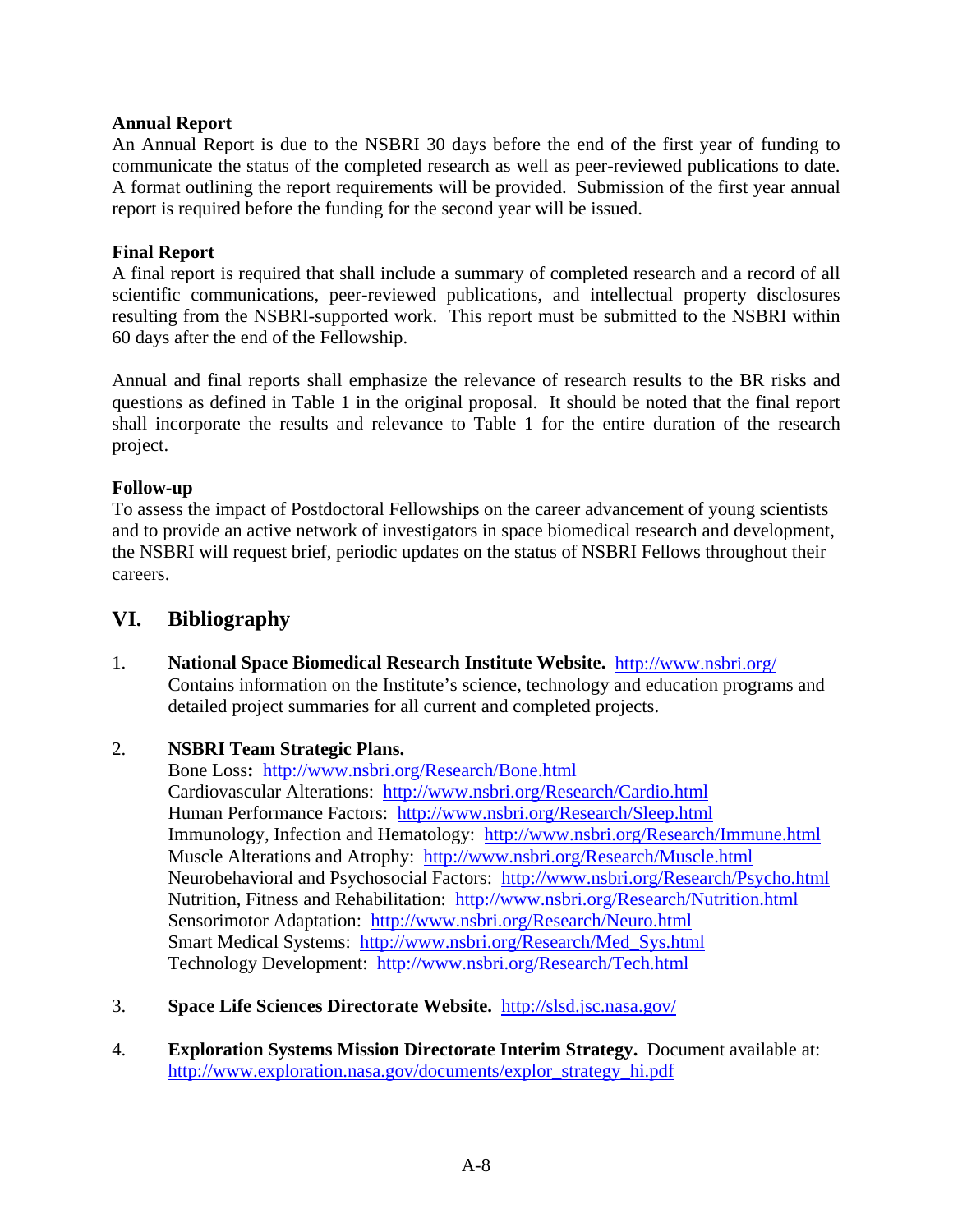**Annual Report**

An Annual Report is due to the NSBRI 30 days before the end of the first year of funding to communicate the status of the completed research as well as peer-reviewed publications to date. A format outlining the report requirements will be provided. Submission of the first year annual report is required before the funding for the second year will be issued.

**Final Report**

A final report is required that shall include a summary of completed research and a record of all scientific communications, peer-reviewed publications, and intellectual property disclosures resulting from the NSBRI-supported work. This report must be submitted to the NSBRI within 60 days after the end of the Fellowship.

Annual and final reports shall emphasize the relevance of research results to the BR risks and questions as defined in Table 1 in the original proposal. It should be noted that the final report shall incorporate the results and relevance to Table 1 for the entire duration of the research project.

**Follow-up**

To assess the impact of Postdoctoral Fellowships on the career advancement of young scientists and to provide an active network of investigators in space biomedical research and development, the NSBRI will request brief, periodic updates on the status of NSBRI Fellows throughout their careers.

## VI. Bibliography

1. **National Space Biomedical Research Institute Website.** http://www.nsbri.org/
   Contains information on the Institute's science, technology and education programs and detailed project summaries for all current and completed projects.

2. **NSBRI Team Strategic Plans.**
   Bone Loss**:** http://www.nsbri.org/Research/Bone.html
   Cardiovascular Alterations: http://www.nsbri.org/Research/Cardio.html
   Human Performance Factors: http://www.nsbri.org/Research/Sleep.html
   Immunology, Infection and Hematology: http://www.nsbri.org/Research/Immune.html
   Muscle Alterations and Atrophy: http://www.nsbri.org/Research/Muscle.html
   Neurobehavioral and Psychosocial Factors: http://www.nsbri.org/Research/Psycho.html
   Nutrition, Fitness and Rehabilitation: http://www.nsbri.org/Research/Nutrition.html
   Sensorimotor Adaptation: http://www.nsbri.org/Research/Neuro.html
   Smart Medical Systems: http://www.nsbri.org/Research/Med_Sys.html
   Technology Development: http://www.nsbri.org/Research/Tech.html

3. **Space Life Sciences Directorate Website.** http://slsd.jsc.nasa.gov/

4. **Exploration Systems Mission Directorate Interim Strategy.** Document available at: http://www.exploration.nasa.gov/documents/explor_strategy_hi.pdf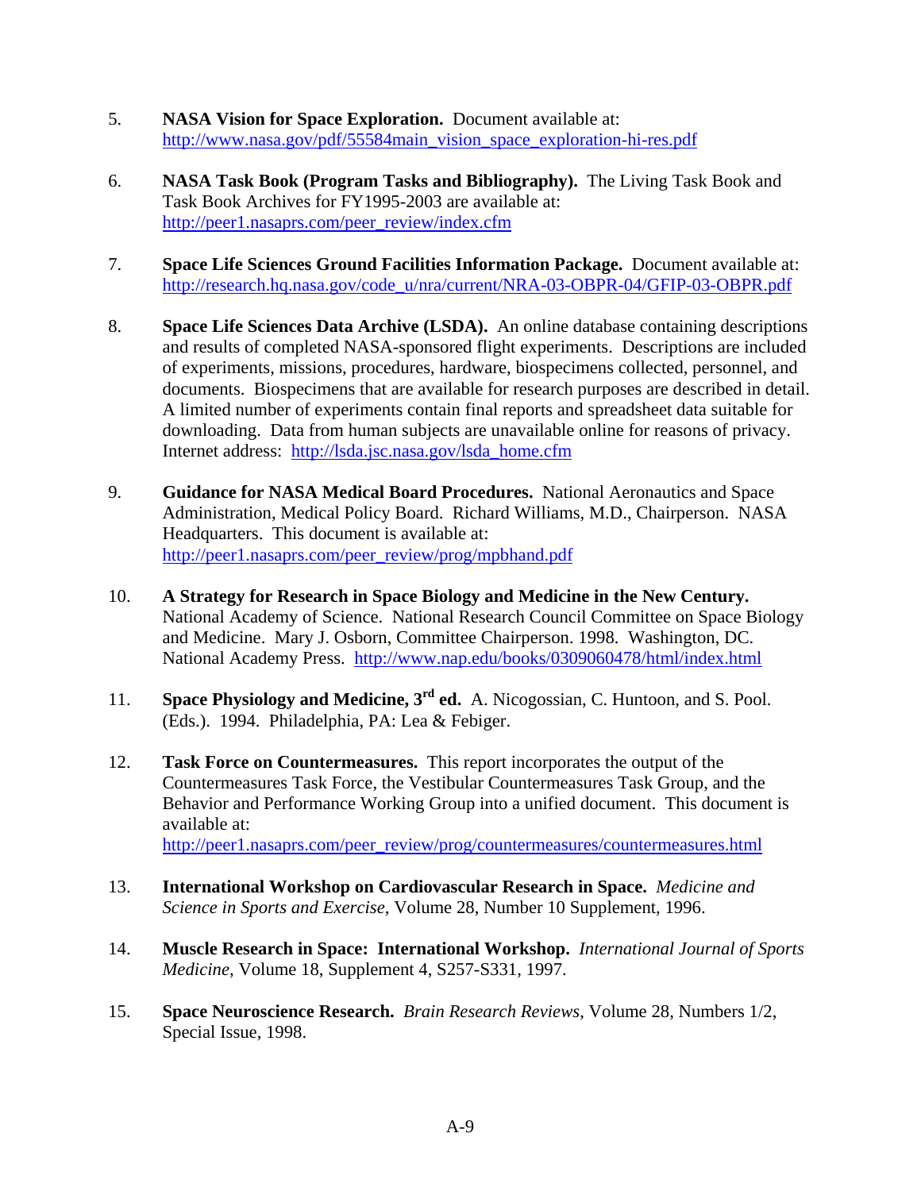5. **NASA Vision for Space Exploration.** Document available at: http://www.nasa.gov/pdf/55584main_vision_space_exploration-hi-res.pdf

6. **NASA Task Book (Program Tasks and Bibliography).** The Living Task Book and Task Book Archives for FY1995-2003 are available at: http://peer1.nasaprs.com/peer_review/index.cfm

7. **Space Life Sciences Ground Facilities Information Package.** Document available at: http://research.hq.nasa.gov/code_u/nra/current/NRA-03-OBPR-04/GFIP-03-OBPR.pdf

8. **Space Life Sciences Data Archive (LSDA).** An online database containing descriptions and results of completed NASA-sponsored flight experiments. Descriptions are included of experiments, missions, procedures, hardware, biospecimens collected, personnel, and documents. Biospecimens that are available for research purposes are described in detail. A limited number of experiments contain final reports and spreadsheet data suitable for downloading. Data from human subjects are unavailable online for reasons of privacy. Internet address: http://lsda.jsc.nasa.gov/lsda_home.cfm

9. **Guidance for NASA Medical Board Procedures.** National Aeronautics and Space Administration, Medical Policy Board. Richard Williams, M.D., Chairperson. NASA Headquarters. This document is available at: http://peer1.nasaprs.com/peer_review/prog/mpbhand.pdf

10. **A Strategy for Research in Space Biology and Medicine in the New Century.** National Academy of Science. National Research Council Committee on Space Biology and Medicine. Mary J. Osborn, Committee Chairperson. 1998. Washington, DC. National Academy Press. http://www.nap.edu/books/0309060478/html/index.html

11. **Space Physiology and Medicine, 3rd ed.** A. Nicogossian, C. Huntoon, and S. Pool. (Eds.). 1994. Philadelphia, PA: Lea & Febiger.

12. **Task Force on Countermeasures.** This report incorporates the output of the Countermeasures Task Force, the Vestibular Countermeasures Task Group, and the Behavior and Performance Working Group into a unified document. This document is available at: http://peer1.nasaprs.com/peer_review/prog/countermeasures/countermeasures.html

13. **International Workshop on Cardiovascular Research in Space.** *Medicine and Science in Sports and Exercise*, Volume 28, Number 10 Supplement, 1996.

14. **Muscle Research in Space: International Workshop.** *International Journal of Sports Medicine*, Volume 18, Supplement 4, S257-S331, 1997.

15. **Space Neuroscience Research.** *Brain Research Reviews*, Volume 28, Numbers 1/2, Special Issue, 1998.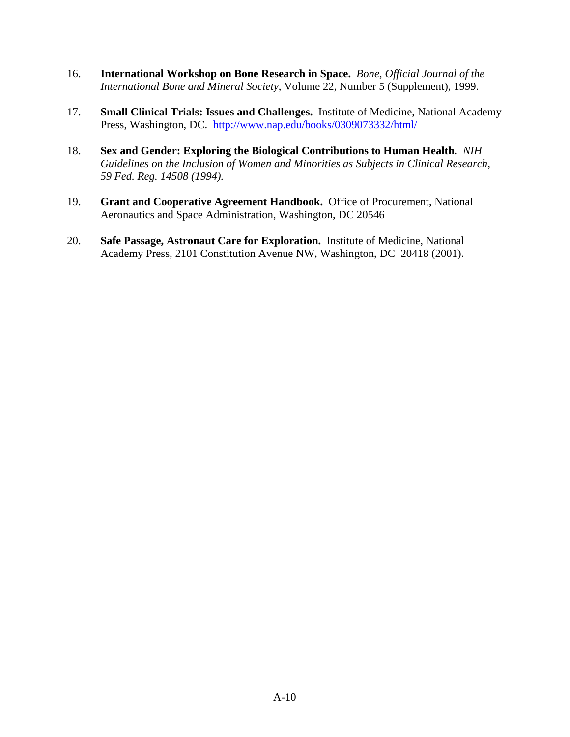16. **International Workshop on Bone Research in Space.** *Bone, Official Journal of the International Bone and Mineral Society*, Volume 22, Number 5 (Supplement), 1999.

17. **Small Clinical Trials: Issues and Challenges.** Institute of Medicine, National Academy Press, Washington, DC. http://www.nap.edu/books/0309073332/html/

18. **Sex and Gender: Exploring the Biological Contributions to Human Health.** *NIH Guidelines on the Inclusion of Women and Minorities as Subjects in Clinical Research, 59 Fed. Reg. 14508 (1994).*

19. **Grant and Cooperative Agreement Handbook.** Office of Procurement, National Aeronautics and Space Administration, Washington, DC 20546

20. **Safe Passage, Astronaut Care for Exploration.** Institute of Medicine, National Academy Press, 2101 Constitution Avenue NW, Washington, DC 20418 (2001).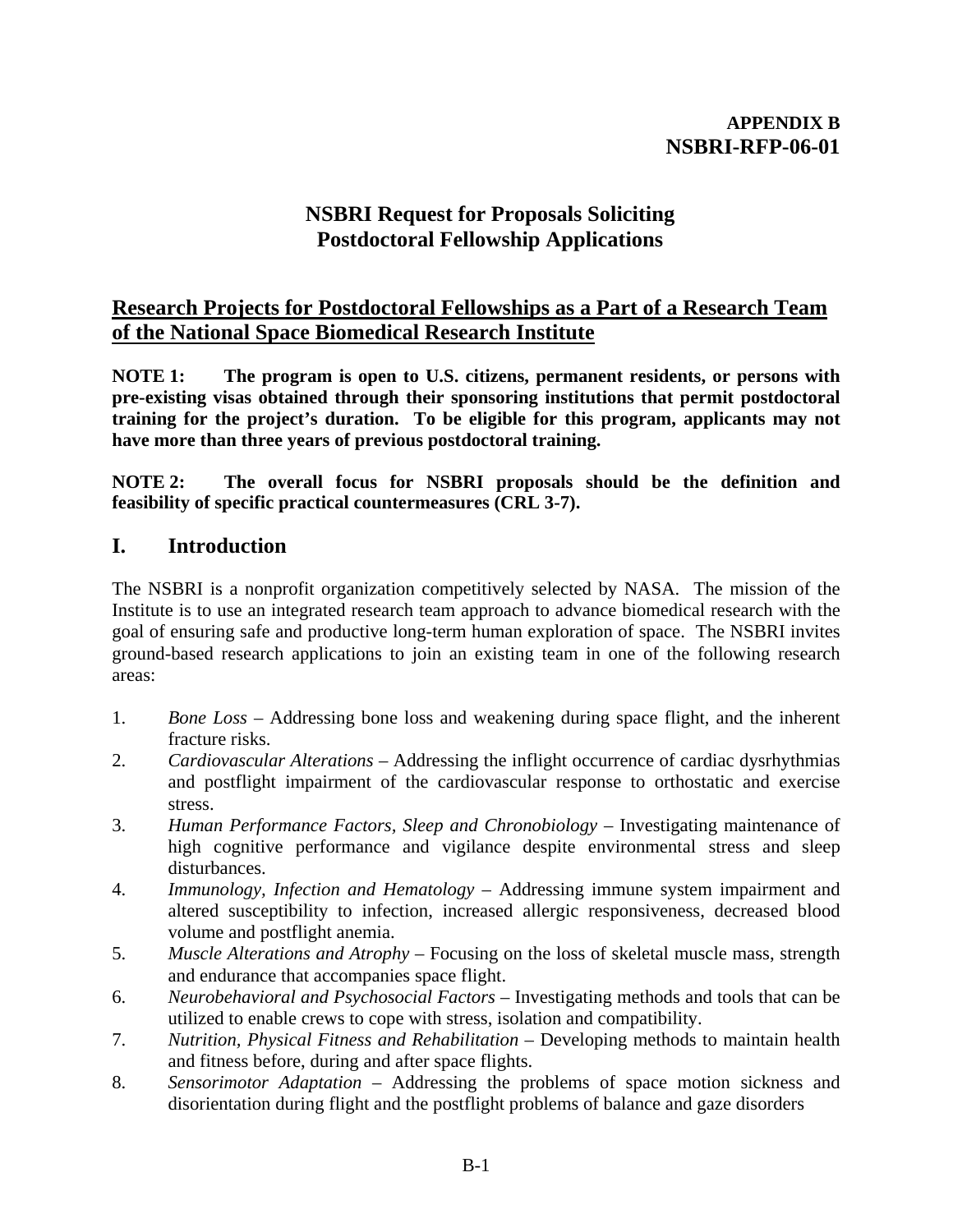**APPENDIX B**
**NSBRI-RFP-06-01**

# NSBRI Request for Proposals Soliciting Postdoctoral Fellowship Applications

## Research Projects for Postdoctoral Fellowships as a Part of a Research Team of the National Space Biomedical Research Institute

**NOTE 1: The program is open to U.S. citizens, permanent residents, or persons with pre-existing visas obtained through their sponsoring institutions that permit postdoctoral training for the project's duration. To be eligible for this program, applicants may not have more than three years of previous postdoctoral training.**

**NOTE 2: The overall focus for NSBRI proposals should be the definition and feasibility of specific practical countermeasures (CRL 3-7).**

## I. Introduction

The NSBRI is a nonprofit organization competitively selected by NASA. The mission of the Institute is to use an integrated research team approach to advance biomedical research with the goal of ensuring safe and productive long-term human exploration of space. The NSBRI invites ground-based research applications to join an existing team in one of the following research areas:

1. *Bone Loss* – Addressing bone loss and weakening during space flight, and the inherent fracture risks.
2. *Cardiovascular Alterations* – Addressing the inflight occurrence of cardiac dysrhythmias and postflight impairment of the cardiovascular response to orthostatic and exercise stress.
3. *Human Performance Factors, Sleep and Chronobiology* – Investigating maintenance of high cognitive performance and vigilance despite environmental stress and sleep disturbances.
4. *Immunology, Infection and Hematology* – Addressing immune system impairment and altered susceptibility to infection, increased allergic responsiveness, decreased blood volume and postflight anemia.
5. *Muscle Alterations and Atrophy* – Focusing on the loss of skeletal muscle mass, strength and endurance that accompanies space flight.
6. *Neurobehavioral and Psychosocial Factors* – Investigating methods and tools that can be utilized to enable crews to cope with stress, isolation and compatibility.
7. *Nutrition, Physical Fitness and Rehabilitation* – Developing methods to maintain health and fitness before, during and after space flights.
8. *Sensorimotor Adaptation* – Addressing the problems of space motion sickness and disorientation during flight and the postflight problems of balance and gaze disorders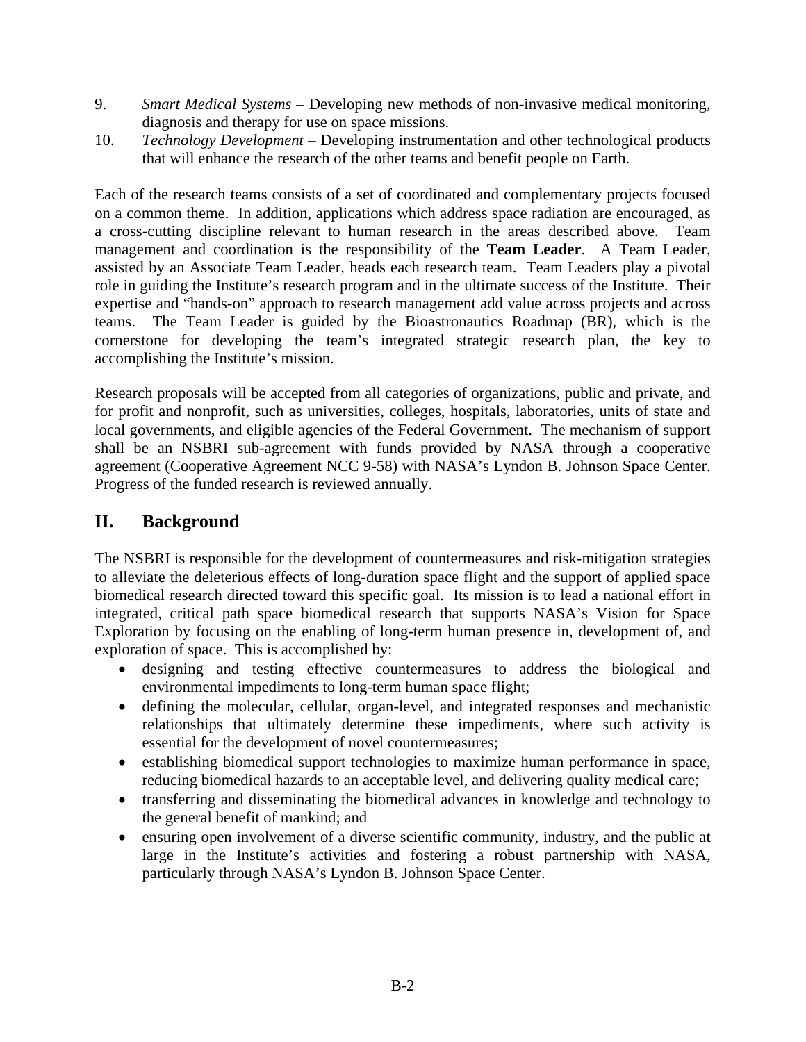9. *Smart Medical Systems* – Developing new methods of non-invasive medical monitoring, diagnosis and therapy for use on space missions.
10. *Technology Development* – Developing instrumentation and other technological products that will enhance the research of the other teams and benefit people on Earth.

Each of the research teams consists of a set of coordinated and complementary projects focused on a common theme. In addition, applications which address space radiation are encouraged, as a cross-cutting discipline relevant to human research in the areas described above. Team management and coordination is the responsibility of the **Team Leader**. A Team Leader, assisted by an Associate Team Leader, heads each research team. Team Leaders play a pivotal role in guiding the Institute's research program and in the ultimate success of the Institute. Their expertise and "hands-on" approach to research management add value across projects and across teams. The Team Leader is guided by the Bioastronautics Roadmap (BR), which is the cornerstone for developing the team's integrated strategic research plan, the key to accomplishing the Institute's mission.

Research proposals will be accepted from all categories of organizations, public and private, and for profit and nonprofit, such as universities, colleges, hospitals, laboratories, units of state and local governments, and eligible agencies of the Federal Government. The mechanism of support shall be an NSBRI sub-agreement with funds provided by NASA through a cooperative agreement (Cooperative Agreement NCC 9-58) with NASA's Lyndon B. Johnson Space Center. Progress of the funded research is reviewed annually.

## II. Background

The NSBRI is responsible for the development of countermeasures and risk-mitigation strategies to alleviate the deleterious effects of long-duration space flight and the support of applied space biomedical research directed toward this specific goal. Its mission is to lead a national effort in integrated, critical path space biomedical research that supports NASA's Vision for Space Exploration by focusing on the enabling of long-term human presence in, development of, and exploration of space. This is accomplished by:

- designing and testing effective countermeasures to address the biological and environmental impediments to long-term human space flight;
- defining the molecular, cellular, organ-level, and integrated responses and mechanistic relationships that ultimately determine these impediments, where such activity is essential for the development of novel countermeasures;
- establishing biomedical support technologies to maximize human performance in space, reducing biomedical hazards to an acceptable level, and delivering quality medical care;
- transferring and disseminating the biomedical advances in knowledge and technology to the general benefit of mankind; and
- ensuring open involvement of a diverse scientific community, industry, and the public at large in the Institute's activities and fostering a robust partnership with NASA, particularly through NASA's Lyndon B. Johnson Space Center.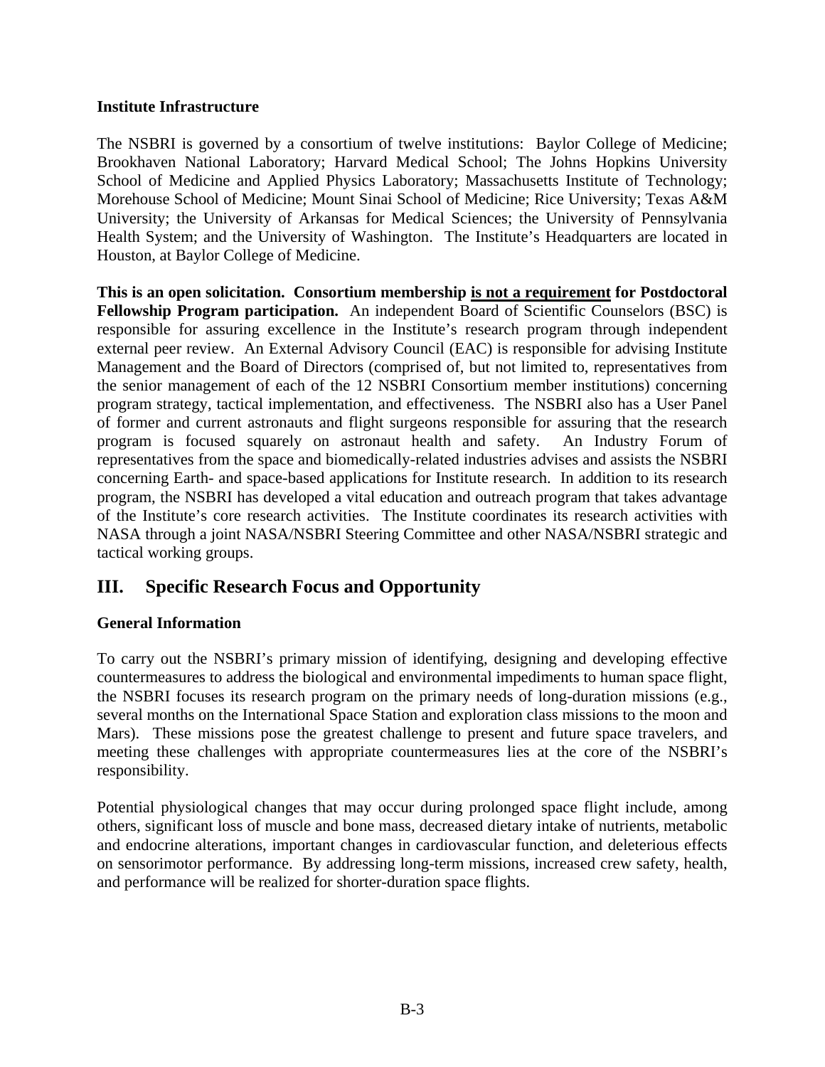**Institute Infrastructure**

The NSBRI is governed by a consortium of twelve institutions: Baylor College of Medicine; Brookhaven National Laboratory; Harvard Medical School; The Johns Hopkins University School of Medicine and Applied Physics Laboratory; Massachusetts Institute of Technology; Morehouse School of Medicine; Mount Sinai School of Medicine; Rice University; Texas A&M University; the University of Arkansas for Medical Sciences; the University of Pennsylvania Health System; and the University of Washington. The Institute's Headquarters are located in Houston, at Baylor College of Medicine.

**This is an open solicitation. Consortium membership <u>is not a requirement</u> for Postdoctoral Fellowship Program participation.** An independent Board of Scientific Counselors (BSC) is responsible for assuring excellence in the Institute's research program through independent external peer review. An External Advisory Council (EAC) is responsible for advising Institute Management and the Board of Directors (comprised of, but not limited to, representatives from the senior management of each of the 12 NSBRI Consortium member institutions) concerning program strategy, tactical implementation, and effectiveness. The NSBRI also has a User Panel of former and current astronauts and flight surgeons responsible for assuring that the research program is focused squarely on astronaut health and safety. An Industry Forum of representatives from the space and biomedically-related industries advises and assists the NSBRI concerning Earth- and space-based applications for Institute research. In addition to its research program, the NSBRI has developed a vital education and outreach program that takes advantage of the Institute's core research activities. The Institute coordinates its research activities with NASA through a joint NASA/NSBRI Steering Committee and other NASA/NSBRI strategic and tactical working groups.

## III. Specific Research Focus and Opportunity

**General Information**

To carry out the NSBRI's primary mission of identifying, designing and developing effective countermeasures to address the biological and environmental impediments to human space flight, the NSBRI focuses its research program on the primary needs of long-duration missions (e.g., several months on the International Space Station and exploration class missions to the moon and Mars). These missions pose the greatest challenge to present and future space travelers, and meeting these challenges with appropriate countermeasures lies at the core of the NSBRI's responsibility.

Potential physiological changes that may occur during prolonged space flight include, among others, significant loss of muscle and bone mass, decreased dietary intake of nutrients, metabolic and endocrine alterations, important changes in cardiovascular function, and deleterious effects on sensorimotor performance. By addressing long-term missions, increased crew safety, health, and performance will be realized for shorter-duration space flights.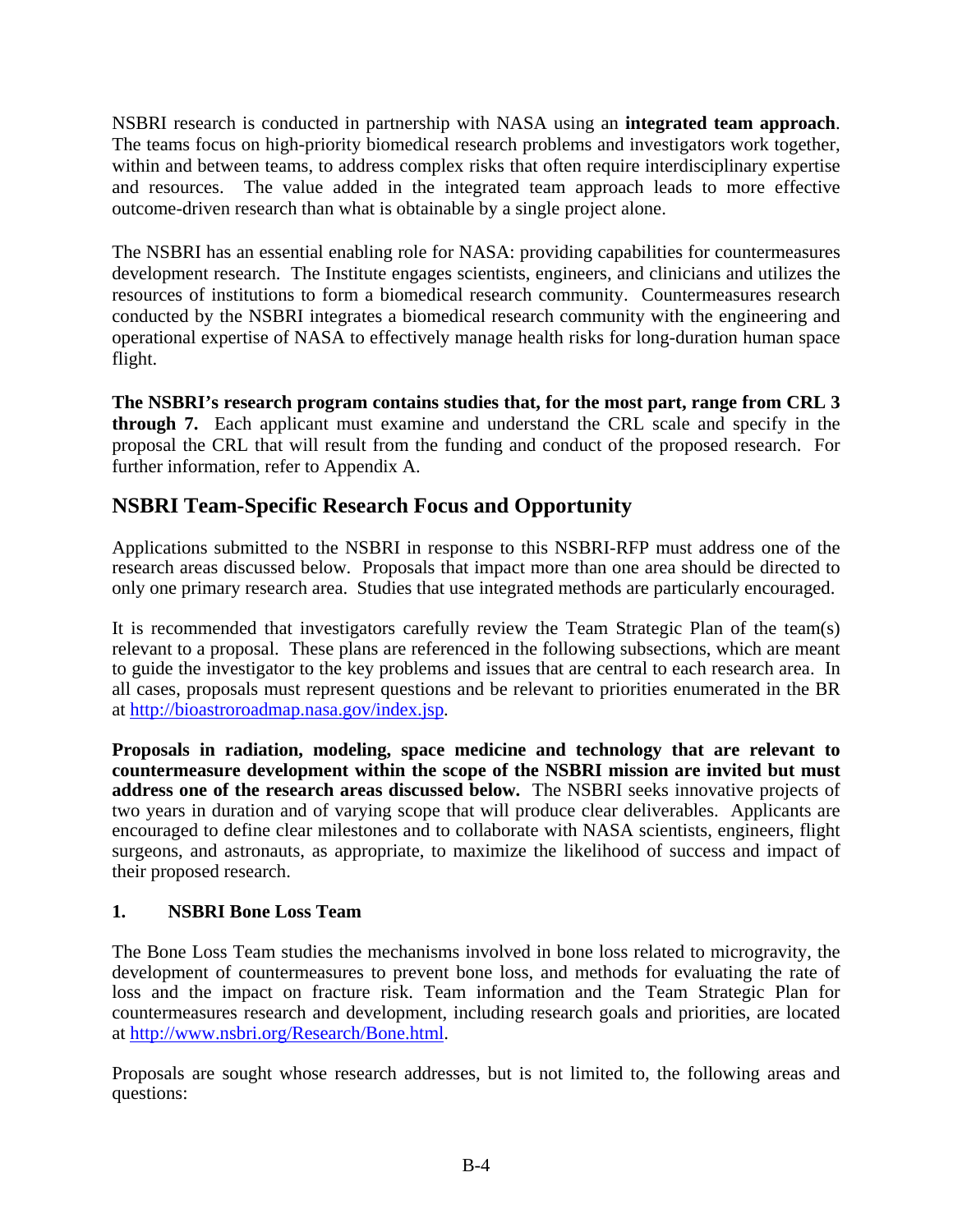NSBRI research is conducted in partnership with NASA using an **integrated team approach**. The teams focus on high-priority biomedical research problems and investigators work together, within and between teams, to address complex risks that often require interdisciplinary expertise and resources. The value added in the integrated team approach leads to more effective outcome-driven research than what is obtainable by a single project alone.

The NSBRI has an essential enabling role for NASA: providing capabilities for countermeasures development research. The Institute engages scientists, engineers, and clinicians and utilizes the resources of institutions to form a biomedical research community. Countermeasures research conducted by the NSBRI integrates a biomedical research community with the engineering and operational expertise of NASA to effectively manage health risks for long-duration human space flight.

**The NSBRI's research program contains studies that, for the most part, range from CRL 3 through 7.** Each applicant must examine and understand the CRL scale and specify in the proposal the CRL that will result from the funding and conduct of the proposed research. For further information, refer to Appendix A.

## NSBRI Team-Specific Research Focus and Opportunity

Applications submitted to the NSBRI in response to this NSBRI-RFP must address one of the research areas discussed below. Proposals that impact more than one area should be directed to only one primary research area. Studies that use integrated methods are particularly encouraged.

It is recommended that investigators carefully review the Team Strategic Plan of the team(s) relevant to a proposal. These plans are referenced in the following subsections, which are meant to guide the investigator to the key problems and issues that are central to each research area. In all cases, proposals must represent questions and be relevant to priorities enumerated in the BR at http://bioastroroadmap.nasa.gov/index.jsp.

**Proposals in radiation, modeling, space medicine and technology that are relevant to countermeasure development within the scope of the NSBRI mission are invited but must address one of the research areas discussed below.** The NSBRI seeks innovative projects of two years in duration and of varying scope that will produce clear deliverables. Applicants are encouraged to define clear milestones and to collaborate with NASA scientists, engineers, flight surgeons, and astronauts, as appropriate, to maximize the likelihood of success and impact of their proposed research.

### 1. NSBRI Bone Loss Team

The Bone Loss Team studies the mechanisms involved in bone loss related to microgravity, the development of countermeasures to prevent bone loss, and methods for evaluating the rate of loss and the impact on fracture risk. Team information and the Team Strategic Plan for countermeasures research and development, including research goals and priorities, are located at http://www.nsbri.org/Research/Bone.html.

Proposals are sought whose research addresses, but is not limited to, the following areas and questions: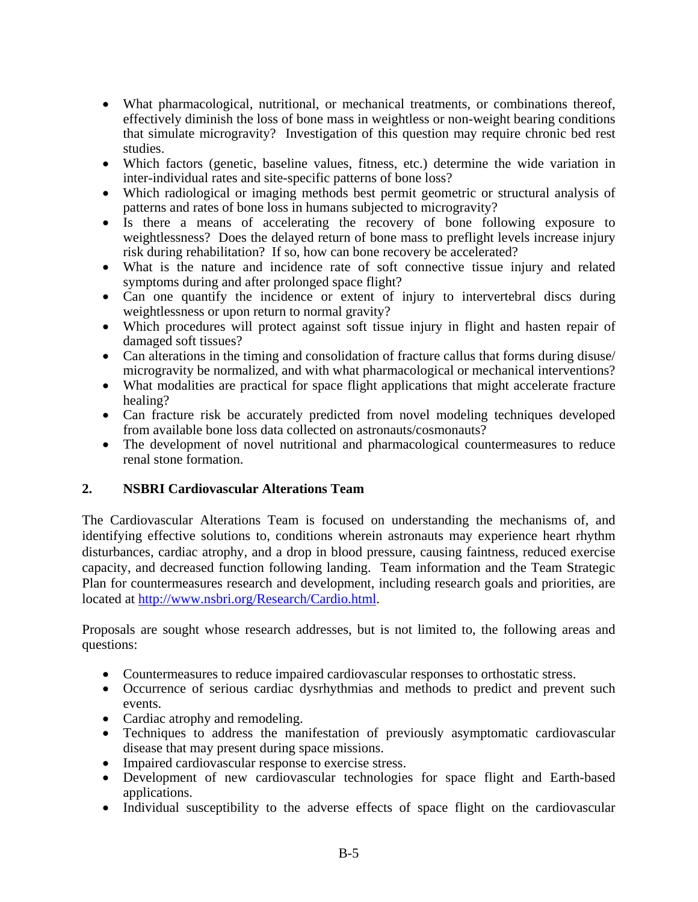- What pharmacological, nutritional, or mechanical treatments, or combinations thereof, effectively diminish the loss of bone mass in weightless or non-weight bearing conditions that simulate microgravity? Investigation of this question may require chronic bed rest studies.
- Which factors (genetic, baseline values, fitness, etc.) determine the wide variation in inter-individual rates and site-specific patterns of bone loss?
- Which radiological or imaging methods best permit geometric or structural analysis of patterns and rates of bone loss in humans subjected to microgravity?
- Is there a means of accelerating the recovery of bone following exposure to weightlessness? Does the delayed return of bone mass to preflight levels increase injury risk during rehabilitation? If so, how can bone recovery be accelerated?
- What is the nature and incidence rate of soft connective tissue injury and related symptoms during and after prolonged space flight?
- Can one quantify the incidence or extent of injury to intervertebral discs during weightlessness or upon return to normal gravity?
- Which procedures will protect against soft tissue injury in flight and hasten repair of damaged soft tissues?
- Can alterations in the timing and consolidation of fracture callus that forms during disuse/ microgravity be normalized, and with what pharmacological or mechanical interventions?
- What modalities are practical for space flight applications that might accelerate fracture healing?
- Can fracture risk be accurately predicted from novel modeling techniques developed from available bone loss data collected on astronauts/cosmonauts?
- The development of novel nutritional and pharmacological countermeasures to reduce renal stone formation.

## 2. NSBRI Cardiovascular Alterations Team

The Cardiovascular Alterations Team is focused on understanding the mechanisms of, and identifying effective solutions to, conditions wherein astronauts may experience heart rhythm disturbances, cardiac atrophy, and a drop in blood pressure, causing faintness, reduced exercise capacity, and decreased function following landing. Team information and the Team Strategic Plan for countermeasures research and development, including research goals and priorities, are located at http://www.nsbri.org/Research/Cardio.html.

Proposals are sought whose research addresses, but is not limited to, the following areas and questions:

- Countermeasures to reduce impaired cardiovascular responses to orthostatic stress.
- Occurrence of serious cardiac dysrhythmias and methods to predict and prevent such events.
- Cardiac atrophy and remodeling.
- Techniques to address the manifestation of previously asymptomatic cardiovascular disease that may present during space missions.
- Impaired cardiovascular response to exercise stress.
- Development of new cardiovascular technologies for space flight and Earth-based applications.
- Individual susceptibility to the adverse effects of space flight on the cardiovascular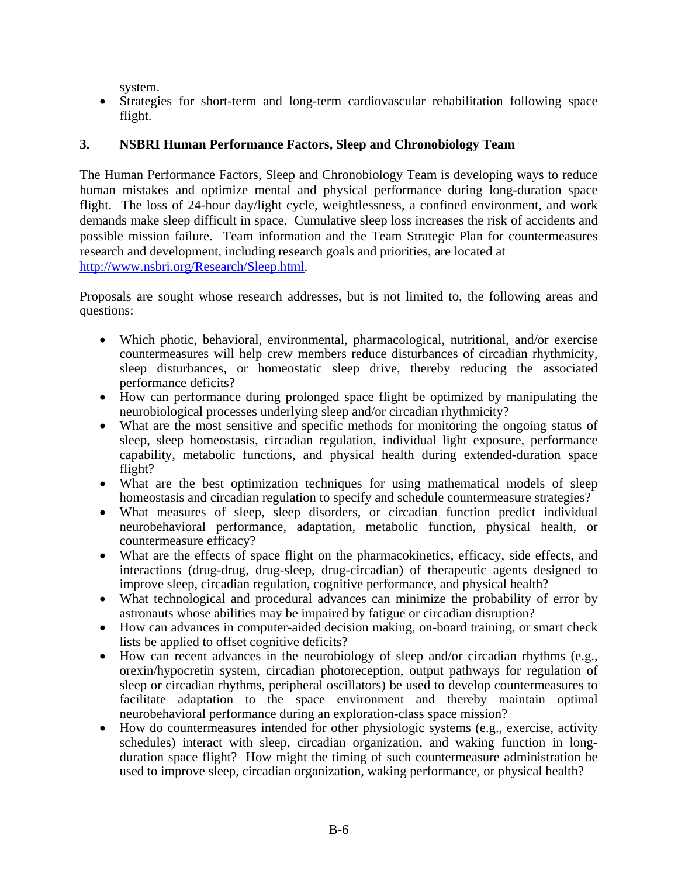system.

- Strategies for short-term and long-term cardiovascular rehabilitation following space flight.

### 3. NSBRI Human Performance Factors, Sleep and Chronobiology Team

The Human Performance Factors, Sleep and Chronobiology Team is developing ways to reduce human mistakes and optimize mental and physical performance during long-duration space flight. The loss of 24-hour day/light cycle, weightlessness, a confined environment, and work demands make sleep difficult in space. Cumulative sleep loss increases the risk of accidents and possible mission failure. Team information and the Team Strategic Plan for countermeasures research and development, including research goals and priorities, are located at http://www.nsbri.org/Research/Sleep.html.

Proposals are sought whose research addresses, but is not limited to, the following areas and questions:

- Which photic, behavioral, environmental, pharmacological, nutritional, and/or exercise countermeasures will help crew members reduce disturbances of circadian rhythmicity, sleep disturbances, or homeostatic sleep drive, thereby reducing the associated performance deficits?
- How can performance during prolonged space flight be optimized by manipulating the neurobiological processes underlying sleep and/or circadian rhythmicity?
- What are the most sensitive and specific methods for monitoring the ongoing status of sleep, sleep homeostasis, circadian regulation, individual light exposure, performance capability, metabolic functions, and physical health during extended-duration space flight?
- What are the best optimization techniques for using mathematical models of sleep homeostasis and circadian regulation to specify and schedule countermeasure strategies?
- What measures of sleep, sleep disorders, or circadian function predict individual neurobehavioral performance, adaptation, metabolic function, physical health, or countermeasure efficacy?
- What are the effects of space flight on the pharmacokinetics, efficacy, side effects, and interactions (drug-drug, drug-sleep, drug-circadian) of therapeutic agents designed to improve sleep, circadian regulation, cognitive performance, and physical health?
- What technological and procedural advances can minimize the probability of error by astronauts whose abilities may be impaired by fatigue or circadian disruption?
- How can advances in computer-aided decision making, on-board training, or smart check lists be applied to offset cognitive deficits?
- How can recent advances in the neurobiology of sleep and/or circadian rhythms (e.g., orexin/hypocretin system, circadian photoreception, output pathways for regulation of sleep or circadian rhythms, peripheral oscillators) be used to develop countermeasures to facilitate adaptation to the space environment and thereby maintain optimal neurobehavioral performance during an exploration-class space mission?
- How do countermeasures intended for other physiologic systems (e.g., exercise, activity schedules) interact with sleep, circadian organization, and waking function in long-duration space flight? How might the timing of such countermeasure administration be used to improve sleep, circadian organization, waking performance, or physical health?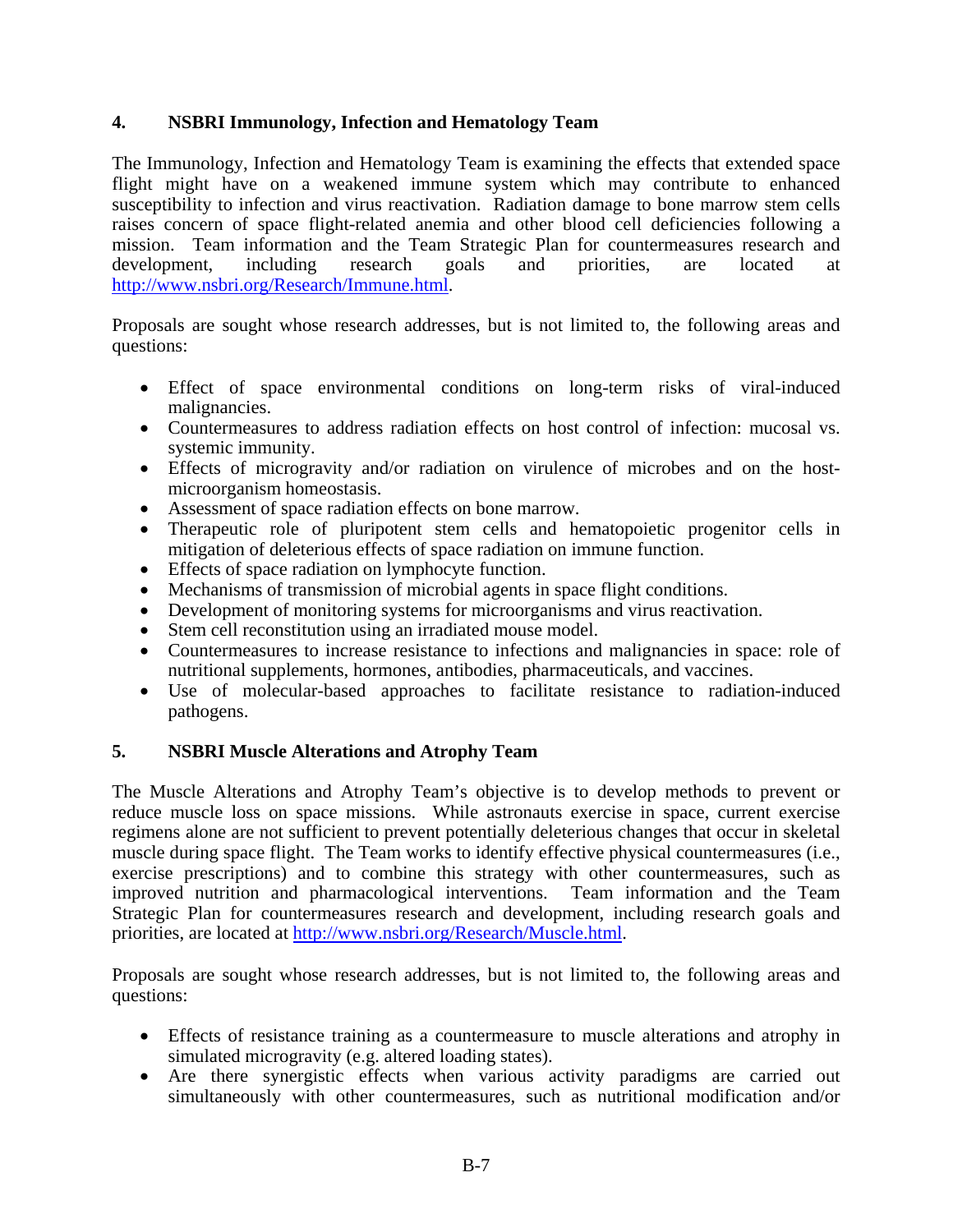## 4. NSBRI Immunology, Infection and Hematology Team

The Immunology, Infection and Hematology Team is examining the effects that extended space flight might have on a weakened immune system which may contribute to enhanced susceptibility to infection and virus reactivation. Radiation damage to bone marrow stem cells raises concern of space flight-related anemia and other blood cell deficiencies following a mission. Team information and the Team Strategic Plan for countermeasures research and development, including research goals and priorities, are located at http://www.nsbri.org/Research/Immune.html.

Proposals are sought whose research addresses, but is not limited to, the following areas and questions:

- Effect of space environmental conditions on long-term risks of viral-induced malignancies.
- Countermeasures to address radiation effects on host control of infection: mucosal vs. systemic immunity.
- Effects of microgravity and/or radiation on virulence of microbes and on the host-microorganism homeostasis.
- Assessment of space radiation effects on bone marrow.
- Therapeutic role of pluripotent stem cells and hematopoietic progenitor cells in mitigation of deleterious effects of space radiation on immune function.
- Effects of space radiation on lymphocyte function.
- Mechanisms of transmission of microbial agents in space flight conditions.
- Development of monitoring systems for microorganisms and virus reactivation.
- Stem cell reconstitution using an irradiated mouse model.
- Countermeasures to increase resistance to infections and malignancies in space: role of nutritional supplements, hormones, antibodies, pharmaceuticals, and vaccines.
- Use of molecular-based approaches to facilitate resistance to radiation-induced pathogens.

## 5. NSBRI Muscle Alterations and Atrophy Team

The Muscle Alterations and Atrophy Team's objective is to develop methods to prevent or reduce muscle loss on space missions. While astronauts exercise in space, current exercise regimens alone are not sufficient to prevent potentially deleterious changes that occur in skeletal muscle during space flight. The Team works to identify effective physical countermeasures (i.e., exercise prescriptions) and to combine this strategy with other countermeasures, such as improved nutrition and pharmacological interventions. Team information and the Team Strategic Plan for countermeasures research and development, including research goals and priorities, are located at http://www.nsbri.org/Research/Muscle.html.

Proposals are sought whose research addresses, but is not limited to, the following areas and questions:

- Effects of resistance training as a countermeasure to muscle alterations and atrophy in simulated microgravity (e.g. altered loading states).
- Are there synergistic effects when various activity paradigms are carried out simultaneously with other countermeasures, such as nutritional modification and/or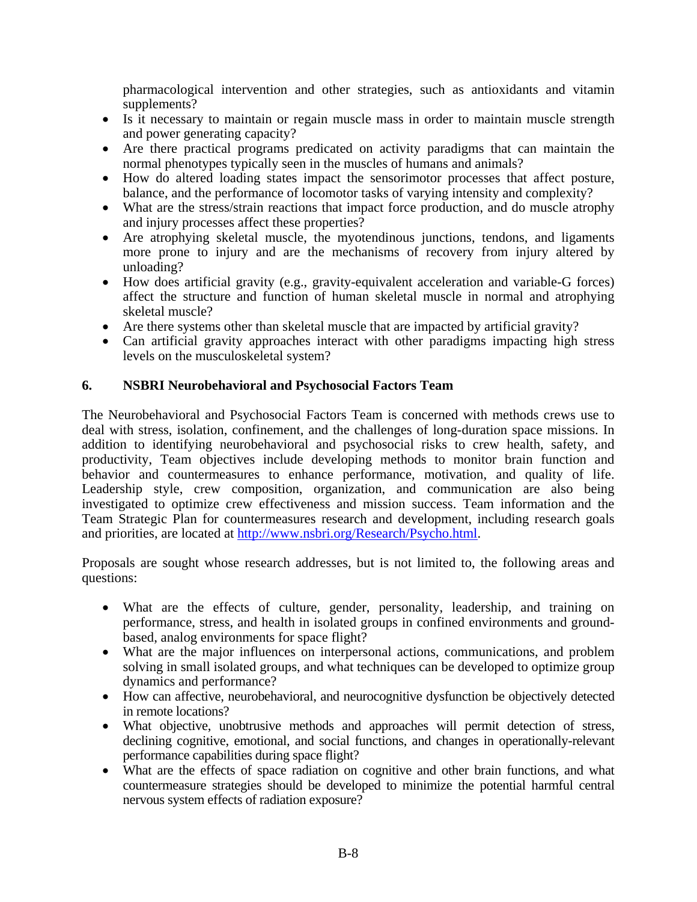pharmacological intervention and other strategies, such as antioxidants and vitamin supplements?

- Is it necessary to maintain or regain muscle mass in order to maintain muscle strength and power generating capacity?
- Are there practical programs predicated on activity paradigms that can maintain the normal phenotypes typically seen in the muscles of humans and animals?
- How do altered loading states impact the sensorimotor processes that affect posture, balance, and the performance of locomotor tasks of varying intensity and complexity?
- What are the stress/strain reactions that impact force production, and do muscle atrophy and injury processes affect these properties?
- Are atrophying skeletal muscle, the myotendinous junctions, tendons, and ligaments more prone to injury and are the mechanisms of recovery from injury altered by unloading?
- How does artificial gravity (e.g., gravity-equivalent acceleration and variable-G forces) affect the structure and function of human skeletal muscle in normal and atrophying skeletal muscle?
- Are there systems other than skeletal muscle that are impacted by artificial gravity?
- Can artificial gravity approaches interact with other paradigms impacting high stress levels on the musculoskeletal system?

## 6. NSBRI Neurobehavioral and Psychosocial Factors Team

The Neurobehavioral and Psychosocial Factors Team is concerned with methods crews use to deal with stress, isolation, confinement, and the challenges of long-duration space missions. In addition to identifying neurobehavioral and psychosocial risks to crew health, safety, and productivity, Team objectives include developing methods to monitor brain function and behavior and countermeasures to enhance performance, motivation, and quality of life. Leadership style, crew composition, organization, and communication are also being investigated to optimize crew effectiveness and mission success. Team information and the Team Strategic Plan for countermeasures research and development, including research goals and priorities, are located at http://www.nsbri.org/Research/Psycho.html.

Proposals are sought whose research addresses, but is not limited to, the following areas and questions:

- What are the effects of culture, gender, personality, leadership, and training on performance, stress, and health in isolated groups in confined environments and ground-based, analog environments for space flight?
- What are the major influences on interpersonal actions, communications, and problem solving in small isolated groups, and what techniques can be developed to optimize group dynamics and performance?
- How can affective, neurobehavioral, and neurocognitive dysfunction be objectively detected in remote locations?
- What objective, unobtrusive methods and approaches will permit detection of stress, declining cognitive, emotional, and social functions, and changes in operationally-relevant performance capabilities during space flight?
- What are the effects of space radiation on cognitive and other brain functions, and what countermeasure strategies should be developed to minimize the potential harmful central nervous system effects of radiation exposure?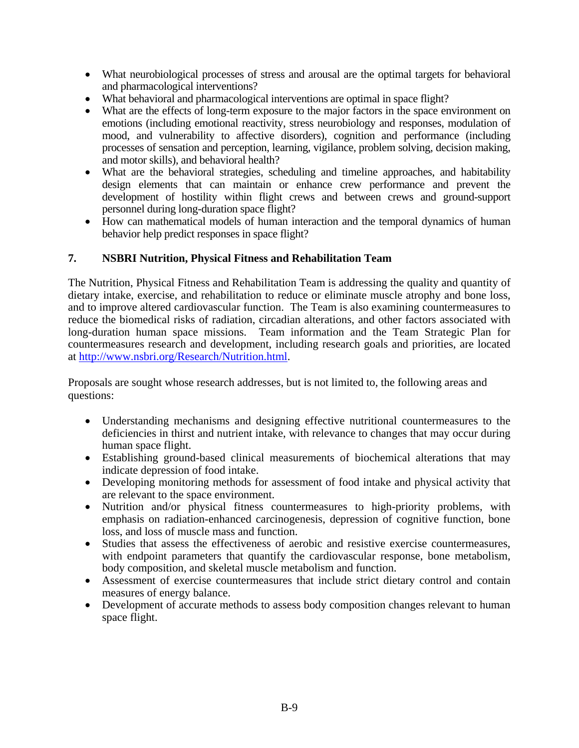- What neurobiological processes of stress and arousal are the optimal targets for behavioral and pharmacological interventions?
- What behavioral and pharmacological interventions are optimal in space flight?
- What are the effects of long-term exposure to the major factors in the space environment on emotions (including emotional reactivity, stress neurobiology and responses, modulation of mood, and vulnerability to affective disorders), cognition and performance (including processes of sensation and perception, learning, vigilance, problem solving, decision making, and motor skills), and behavioral health?
- What are the behavioral strategies, scheduling and timeline approaches, and habitability design elements that can maintain or enhance crew performance and prevent the development of hostility within flight crews and between crews and ground-support personnel during long-duration space flight?
- How can mathematical models of human interaction and the temporal dynamics of human behavior help predict responses in space flight?

## 7. NSBRI Nutrition, Physical Fitness and Rehabilitation Team

The Nutrition, Physical Fitness and Rehabilitation Team is addressing the quality and quantity of dietary intake, exercise, and rehabilitation to reduce or eliminate muscle atrophy and bone loss, and to improve altered cardiovascular function. The Team is also examining countermeasures to reduce the biomedical risks of radiation, circadian alterations, and other factors associated with long-duration human space missions. Team information and the Team Strategic Plan for countermeasures research and development, including research goals and priorities, are located at [http://www.nsbri.org/Research/Nutrition.html](http://www.nsbri.org/Research/Nutrition.html).

Proposals are sought whose research addresses, but is not limited to, the following areas and questions:

- Understanding mechanisms and designing effective nutritional countermeasures to the deficiencies in thirst and nutrient intake, with relevance to changes that may occur during human space flight.
- Establishing ground-based clinical measurements of biochemical alterations that may indicate depression of food intake.
- Developing monitoring methods for assessment of food intake and physical activity that are relevant to the space environment.
- Nutrition and/or physical fitness countermeasures to high-priority problems, with emphasis on radiation-enhanced carcinogenesis, depression of cognitive function, bone loss, and loss of muscle mass and function.
- Studies that assess the effectiveness of aerobic and resistive exercise countermeasures, with endpoint parameters that quantify the cardiovascular response, bone metabolism, body composition, and skeletal muscle metabolism and function.
- Assessment of exercise countermeasures that include strict dietary control and contain measures of energy balance.
- Development of accurate methods to assess body composition changes relevant to human space flight.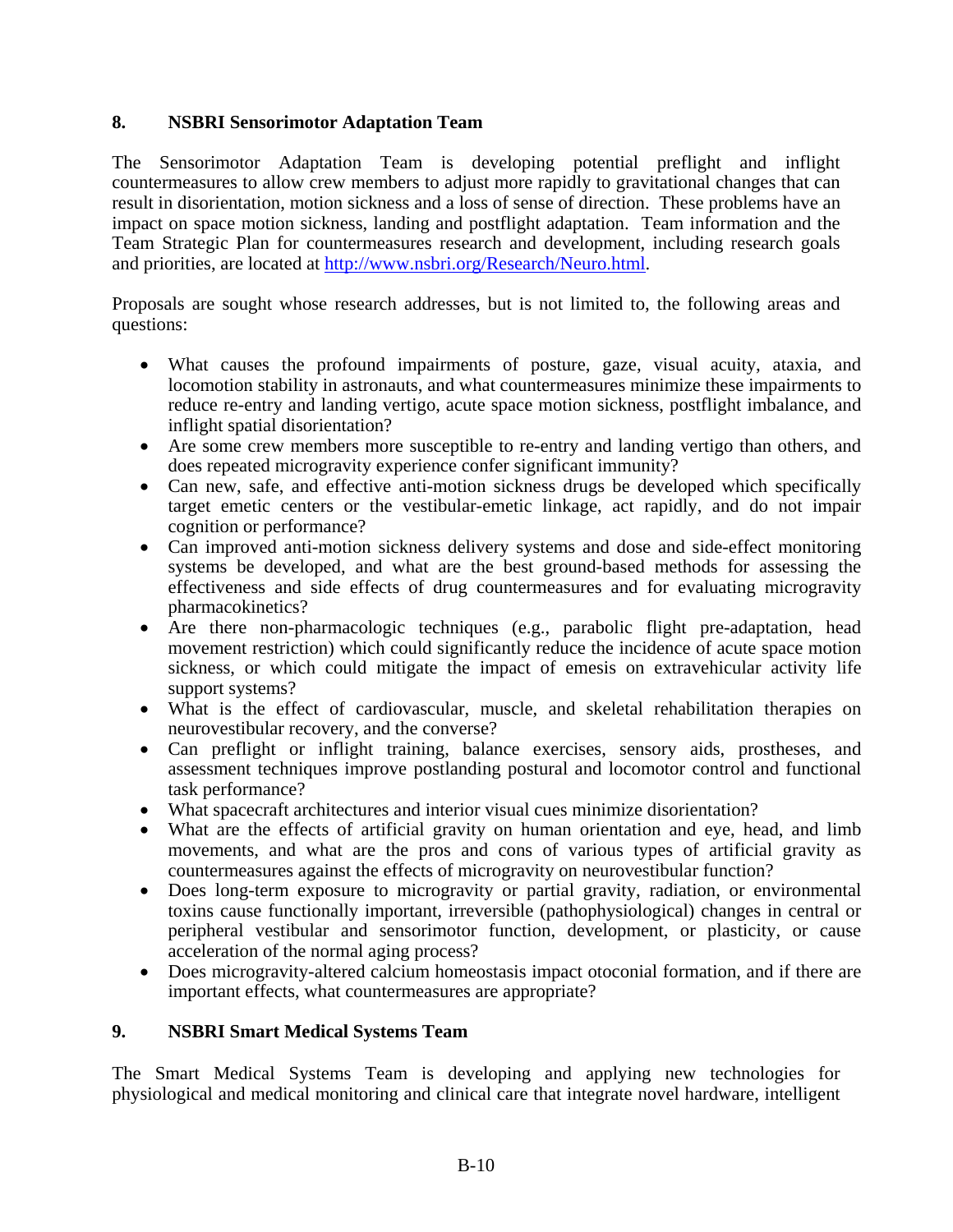## 8. NSBRI Sensorimotor Adaptation Team

The Sensorimotor Adaptation Team is developing potential preflight and inflight countermeasures to allow crew members to adjust more rapidly to gravitational changes that can result in disorientation, motion sickness and a loss of sense of direction. These problems have an impact on space motion sickness, landing and postflight adaptation. Team information and the Team Strategic Plan for countermeasures research and development, including research goals and priorities, are located at http://www.nsbri.org/Research/Neuro.html.

Proposals are sought whose research addresses, but is not limited to, the following areas and questions:

- What causes the profound impairments of posture, gaze, visual acuity, ataxia, and locomotion stability in astronauts, and what countermeasures minimize these impairments to reduce re-entry and landing vertigo, acute space motion sickness, postflight imbalance, and inflight spatial disorientation?
- Are some crew members more susceptible to re-entry and landing vertigo than others, and does repeated microgravity experience confer significant immunity?
- Can new, safe, and effective anti-motion sickness drugs be developed which specifically target emetic centers or the vestibular-emetic linkage, act rapidly, and do not impair cognition or performance?
- Can improved anti-motion sickness delivery systems and dose and side-effect monitoring systems be developed, and what are the best ground-based methods for assessing the effectiveness and side effects of drug countermeasures and for evaluating microgravity pharmacokinetics?
- Are there non-pharmacologic techniques (e.g., parabolic flight pre-adaptation, head movement restriction) which could significantly reduce the incidence of acute space motion sickness, or which could mitigate the impact of emesis on extravehicular activity life support systems?
- What is the effect of cardiovascular, muscle, and skeletal rehabilitation therapies on neurovestibular recovery, and the converse?
- Can preflight or inflight training, balance exercises, sensory aids, prostheses, and assessment techniques improve postlanding postural and locomotor control and functional task performance?
- What spacecraft architectures and interior visual cues minimize disorientation?
- What are the effects of artificial gravity on human orientation and eye, head, and limb movements, and what are the pros and cons of various types of artificial gravity as countermeasures against the effects of microgravity on neurovestibular function?
- Does long-term exposure to microgravity or partial gravity, radiation, or environmental toxins cause functionally important, irreversible (pathophysiological) changes in central or peripheral vestibular and sensorimotor function, development, or plasticity, or cause acceleration of the normal aging process?
- Does microgravity-altered calcium homeostasis impact otoconial formation, and if there are important effects, what countermeasures are appropriate?

## 9. NSBRI Smart Medical Systems Team

The Smart Medical Systems Team is developing and applying new technologies for physiological and medical monitoring and clinical care that integrate novel hardware, intelligent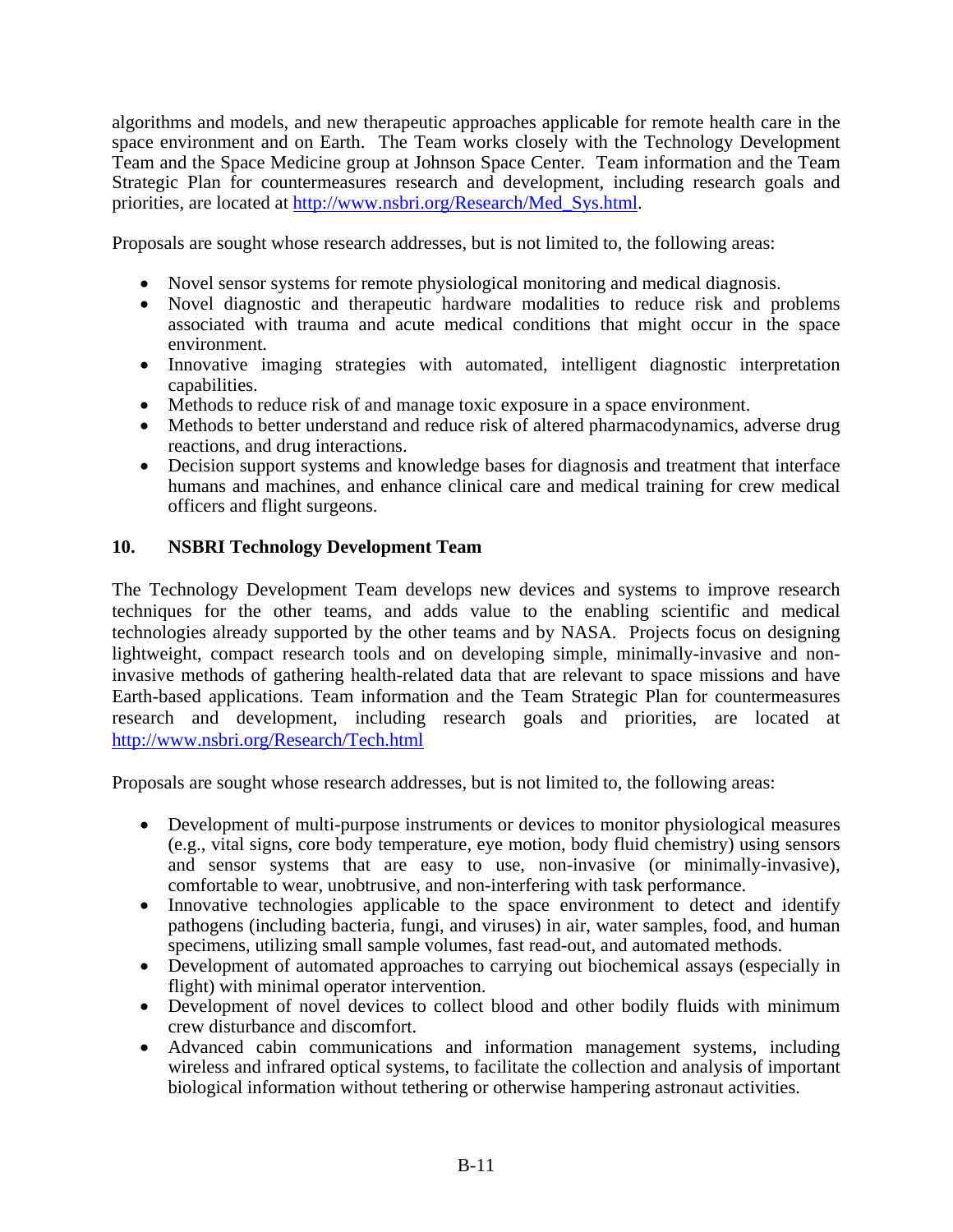algorithms and models, and new therapeutic approaches applicable for remote health care in the space environment and on Earth. The Team works closely with the Technology Development Team and the Space Medicine group at Johnson Space Center. Team information and the Team Strategic Plan for countermeasures research and development, including research goals and priorities, are located at http://www.nsbri.org/Research/Med_Sys.html.

Proposals are sought whose research addresses, but is not limited to, the following areas:

- Novel sensor systems for remote physiological monitoring and medical diagnosis.
- Novel diagnostic and therapeutic hardware modalities to reduce risk and problems associated with trauma and acute medical conditions that might occur in the space environment.
- Innovative imaging strategies with automated, intelligent diagnostic interpretation capabilities.
- Methods to reduce risk of and manage toxic exposure in a space environment.
- Methods to better understand and reduce risk of altered pharmacodynamics, adverse drug reactions, and drug interactions.
- Decision support systems and knowledge bases for diagnosis and treatment that interface humans and machines, and enhance clinical care and medical training for crew medical officers and flight surgeons.

## 10. NSBRI Technology Development Team

The Technology Development Team develops new devices and systems to improve research techniques for the other teams, and adds value to the enabling scientific and medical technologies already supported by the other teams and by NASA. Projects focus on designing lightweight, compact research tools and on developing simple, minimally-invasive and non-invasive methods of gathering health-related data that are relevant to space missions and have Earth-based applications. Team information and the Team Strategic Plan for countermeasures research and development, including research goals and priorities, are located at http://www.nsbri.org/Research/Tech.html

Proposals are sought whose research addresses, but is not limited to, the following areas:

- Development of multi-purpose instruments or devices to monitor physiological measures (e.g., vital signs, core body temperature, eye motion, body fluid chemistry) using sensors and sensor systems that are easy to use, non-invasive (or minimally-invasive), comfortable to wear, unobtrusive, and non-interfering with task performance.
- Innovative technologies applicable to the space environment to detect and identify pathogens (including bacteria, fungi, and viruses) in air, water samples, food, and human specimens, utilizing small sample volumes, fast read-out, and automated methods.
- Development of automated approaches to carrying out biochemical assays (especially in flight) with minimal operator intervention.
- Development of novel devices to collect blood and other bodily fluids with minimum crew disturbance and discomfort.
- Advanced cabin communications and information management systems, including wireless and infrared optical systems, to facilitate the collection and analysis of important biological information without tethering or otherwise hampering astronaut activities.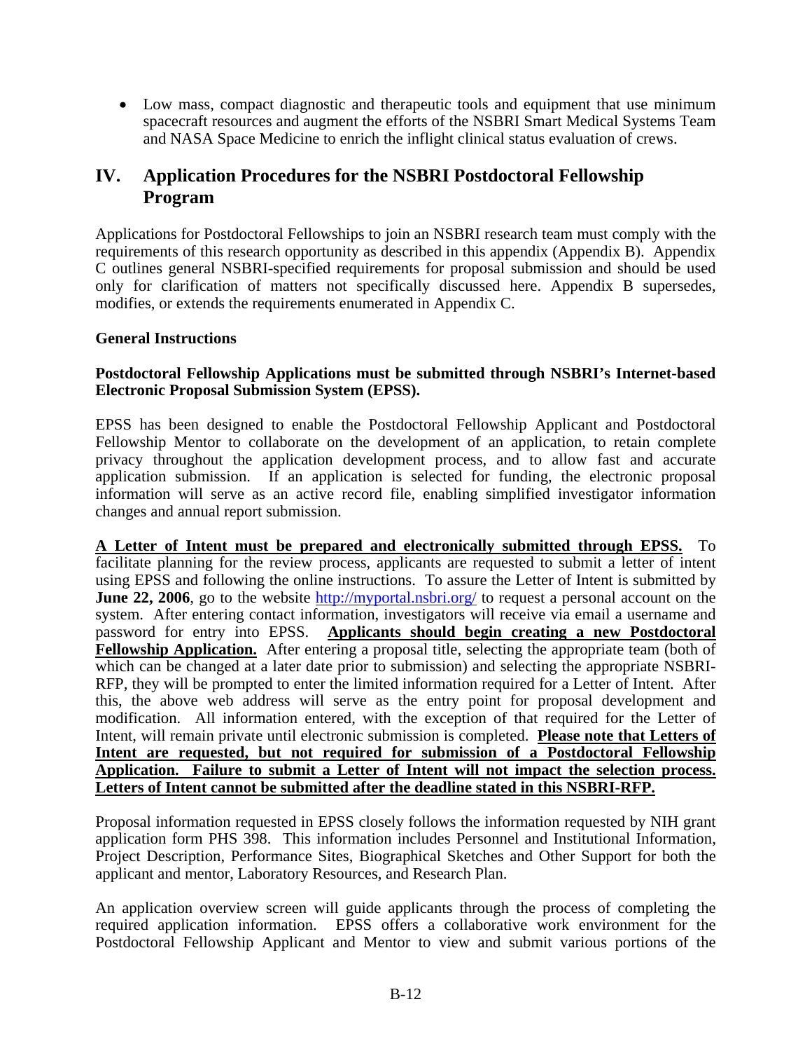- Low mass, compact diagnostic and therapeutic tools and equipment that use minimum spacecraft resources and augment the efforts of the NSBRI Smart Medical Systems Team and NASA Space Medicine to enrich the inflight clinical status evaluation of crews.

## IV. Application Procedures for the NSBRI Postdoctoral Fellowship Program

Applications for Postdoctoral Fellowships to join an NSBRI research team must comply with the requirements of this research opportunity as described in this appendix (Appendix B). Appendix C outlines general NSBRI-specified requirements for proposal submission and should be used only for clarification of matters not specifically discussed here. Appendix B supersedes, modifies, or extends the requirements enumerated in Appendix C.

**General Instructions**

**Postdoctoral Fellowship Applications must be submitted through NSBRI's Internet-based Electronic Proposal Submission System (EPSS).**

EPSS has been designed to enable the Postdoctoral Fellowship Applicant and Postdoctoral Fellowship Mentor to collaborate on the development of an application, to retain complete privacy throughout the application development process, and to allow fast and accurate application submission. If an application is selected for funding, the electronic proposal information will serve as an active record file, enabling simplified investigator information changes and annual report submission.

**A Letter of Intent must be prepared and electronically submitted through EPSS.** To facilitate planning for the review process, applicants are requested to submit a letter of intent using EPSS and following the online instructions. To assure the Letter of Intent is submitted by **June 22, 2006**, go to the website http://myportal.nsbri.org/ to request a personal account on the system. After entering contact information, investigators will receive via email a username and password for entry into EPSS. **Applicants should begin creating a new Postdoctoral Fellowship Application.** After entering a proposal title, selecting the appropriate team (both of which can be changed at a later date prior to submission) and selecting the appropriate NSBRI-RFP, they will be prompted to enter the limited information required for a Letter of Intent. After this, the above web address will serve as the entry point for proposal development and modification. All information entered, with the exception of that required for the Letter of Intent, will remain private until electronic submission is completed. **Please note that Letters of Intent are requested, but not required for submission of a Postdoctoral Fellowship Application. Failure to submit a Letter of Intent will not impact the selection process. Letters of Intent cannot be submitted after the deadline stated in this NSBRI-RFP.**

Proposal information requested in EPSS closely follows the information requested by NIH grant application form PHS 398. This information includes Personnel and Institutional Information, Project Description, Performance Sites, Biographical Sketches and Other Support for both the applicant and mentor, Laboratory Resources, and Research Plan.

An application overview screen will guide applicants through the process of completing the required application information. EPSS offers a collaborative work environment for the Postdoctoral Fellowship Applicant and Mentor to view and submit various portions of the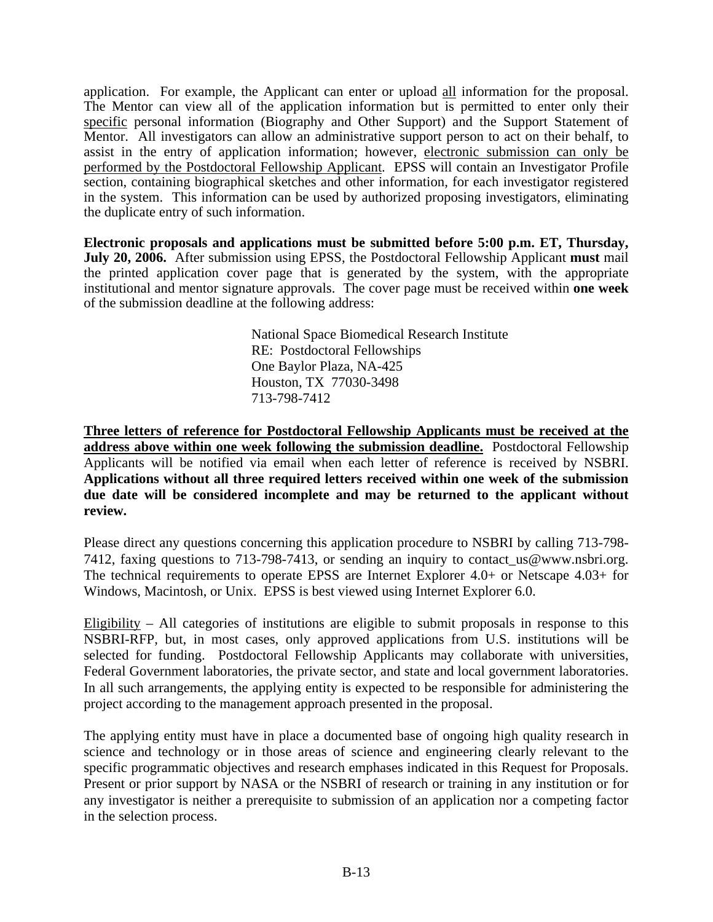application. For example, the Applicant can enter or upload all information for the proposal. The Mentor can view all of the application information but is permitted to enter only their specific personal information (Biography and Other Support) and the Support Statement of Mentor. All investigators can allow an administrative support person to act on their behalf, to assist in the entry of application information; however, electronic submission can only be performed by the Postdoctoral Fellowship Applicant. EPSS will contain an Investigator Profile section, containing biographical sketches and other information, for each investigator registered in the system. This information can be used by authorized proposing investigators, eliminating the duplicate entry of such information.

**Electronic proposals and applications must be submitted before 5:00 p.m. ET, Thursday, July 20, 2006.** After submission using EPSS, the Postdoctoral Fellowship Applicant **must** mail the printed application cover page that is generated by the system, with the appropriate institutional and mentor signature approvals. The cover page must be received within **one week** of the submission deadline at the following address:

National Space Biomedical Research Institute
RE: Postdoctoral Fellowships
One Baylor Plaza, NA-425
Houston, TX 77030-3498
713-798-7412

**Three letters of reference for Postdoctoral Fellowship Applicants must be received at the address above within one week following the submission deadline.** Postdoctoral Fellowship Applicants will be notified via email when each letter of reference is received by NSBRI. **Applications without all three required letters received within one week of the submission due date will be considered incomplete and may be returned to the applicant without review.**

Please direct any questions concerning this application procedure to NSBRI by calling 713-798-7412, faxing questions to 713-798-7413, or sending an inquiry to contact_us@www.nsbri.org. The technical requirements to operate EPSS are Internet Explorer 4.0+ or Netscape 4.03+ for Windows, Macintosh, or Unix. EPSS is best viewed using Internet Explorer 6.0.

Eligibility – All categories of institutions are eligible to submit proposals in response to this NSBRI-RFP, but, in most cases, only approved applications from U.S. institutions will be selected for funding. Postdoctoral Fellowship Applicants may collaborate with universities, Federal Government laboratories, the private sector, and state and local government laboratories. In all such arrangements, the applying entity is expected to be responsible for administering the project according to the management approach presented in the proposal.

The applying entity must have in place a documented base of ongoing high quality research in science and technology or in those areas of science and engineering clearly relevant to the specific programmatic objectives and research emphases indicated in this Request for Proposals. Present or prior support by NASA or the NSBRI of research or training in any institution or for any investigator is neither a prerequisite to submission of an application nor a competing factor in the selection process.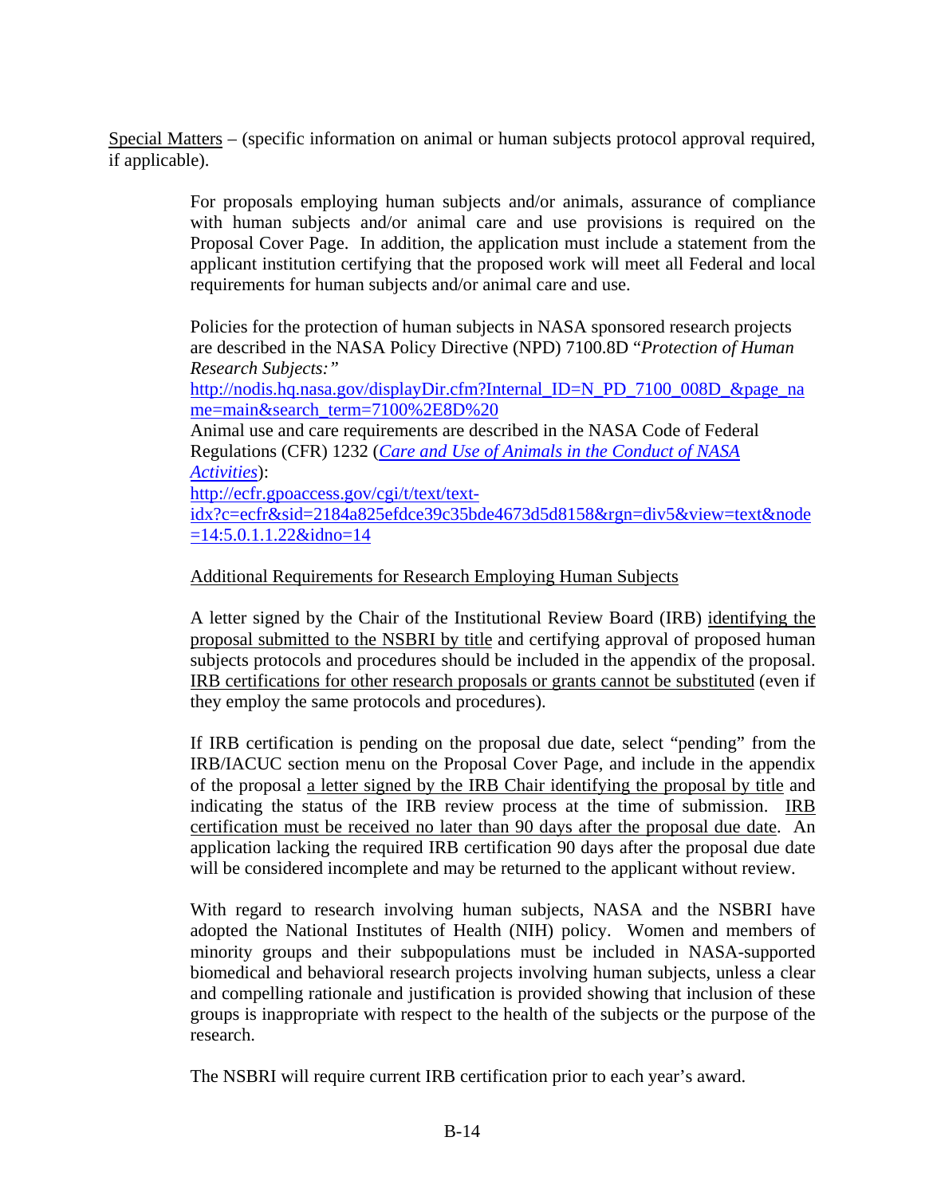<u>Special Matters</u> – (specific information on animal or human subjects protocol approval required, if applicable).

For proposals employing human subjects and/or animals, assurance of compliance with human subjects and/or animal care and use provisions is required on the Proposal Cover Page. In addition, the application must include a statement from the applicant institution certifying that the proposed work will meet all Federal and local requirements for human subjects and/or animal care and use.

Policies for the protection of human subjects in NASA sponsored research projects are described in the NASA Policy Directive (NPD) 7100.8D "*Protection of Human Research Subjects:"*
http://nodis.hq.nasa.gov/displayDir.cfm?Internal_ID=N_PD_7100_008D_&page_name=main&search_term=7100%2E8D%20
Animal use and care requirements are described in the NASA Code of Federal Regulations (CFR) 1232 (*Care and Use of Animals in the Conduct of NASA Activities*):
http://ecfr.gpoaccess.gov/cgi/t/text/text-idx?c=ecfr&sid=2184a825efdce39c35bde4673d5d8158&rgn=div5&view=text&node=14:5.0.1.1.22&idno=14

<u>Additional Requirements for Research Employing Human Subjects</u>

A letter signed by the Chair of the Institutional Review Board (IRB) <u>identifying the proposal submitted to the NSBRI by title</u> and certifying approval of proposed human subjects protocols and procedures should be included in the appendix of the proposal. <u>IRB certifications for other research proposals or grants cannot be substituted</u> (even if they employ the same protocols and procedures).

If IRB certification is pending on the proposal due date, select "pending" from the IRB/IACUC section menu on the Proposal Cover Page, and include in the appendix of the proposal <u>a letter signed by the IRB Chair identifying the proposal by title</u> and indicating the status of the IRB review process at the time of submission. <u>IRB certification must be received no later than 90 days after the proposal due date</u>. An application lacking the required IRB certification 90 days after the proposal due date will be considered incomplete and may be returned to the applicant without review.

With regard to research involving human subjects, NASA and the NSBRI have adopted the National Institutes of Health (NIH) policy. Women and members of minority groups and their subpopulations must be included in NASA-supported biomedical and behavioral research projects involving human subjects, unless a clear and compelling rationale and justification is provided showing that inclusion of these groups is inappropriate with respect to the health of the subjects or the purpose of the research.

The NSBRI will require current IRB certification prior to each year's award.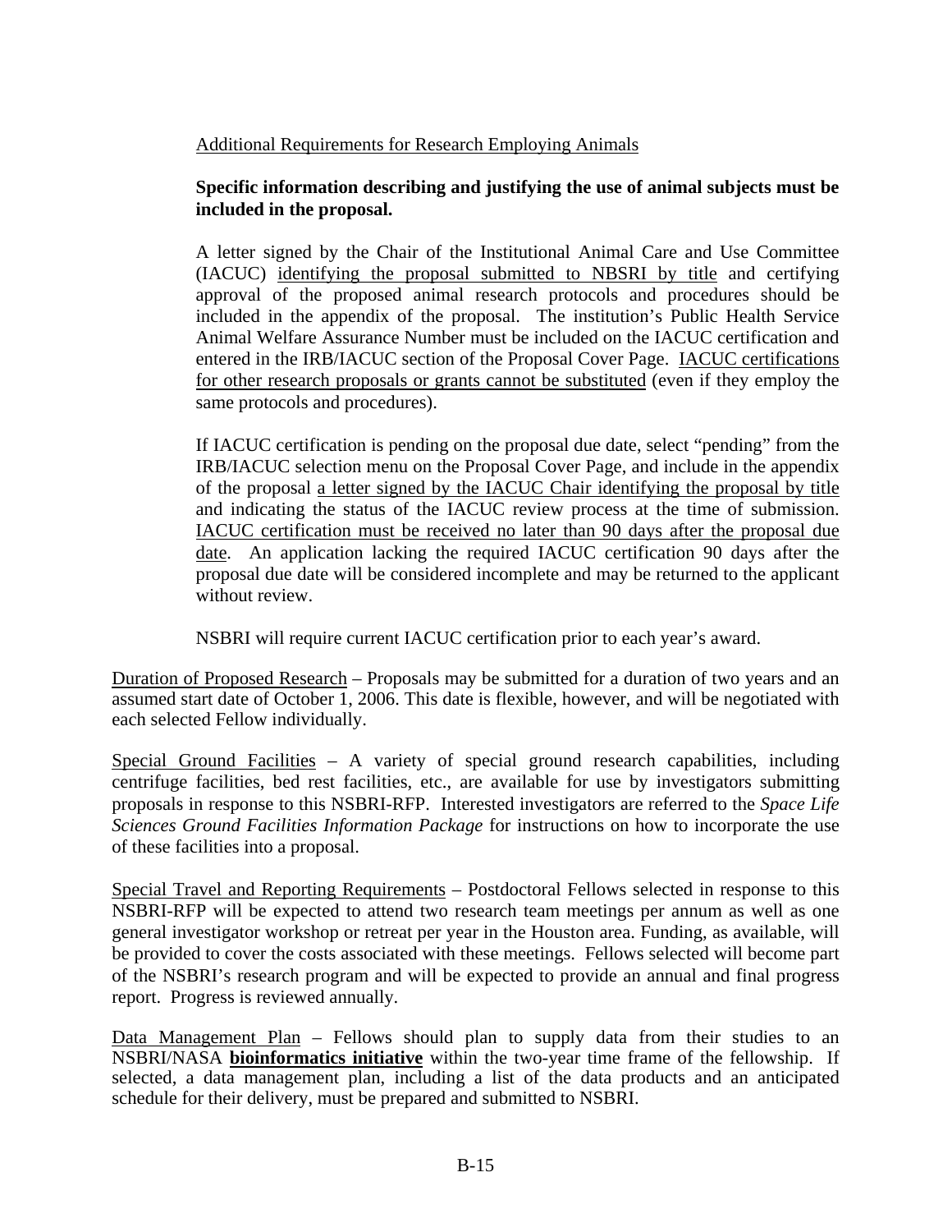<u>Additional Requirements for Research Employing Animals</u>

**Specific information describing and justifying the use of animal subjects must be included in the proposal.**

A letter signed by the Chair of the Institutional Animal Care and Use Committee (IACUC) <u>identifying the proposal submitted to NBSRI by title</u> and certifying approval of the proposed animal research protocols and procedures should be included in the appendix of the proposal. The institution's Public Health Service Animal Welfare Assurance Number must be included on the IACUC certification and entered in the IRB/IACUC section of the Proposal Cover Page. <u>IACUC certifications for other research proposals or grants cannot be substituted</u> (even if they employ the same protocols and procedures).

If IACUC certification is pending on the proposal due date, select "pending" from the IRB/IACUC selection menu on the Proposal Cover Page, and include in the appendix of the proposal <u>a letter signed by the IACUC Chair identifying the proposal by title</u> and indicating the status of the IACUC review process at the time of submission. <u>IACUC certification must be received no later than 90 days after the proposal due date</u>. An application lacking the required IACUC certification 90 days after the proposal due date will be considered incomplete and may be returned to the applicant without review.

NSBRI will require current IACUC certification prior to each year's award.

<u>Duration of Proposed Research</u> – Proposals may be submitted for a duration of two years and an assumed start date of October 1, 2006. This date is flexible, however, and will be negotiated with each selected Fellow individually.

<u>Special Ground Facilities</u> – A variety of special ground research capabilities, including centrifuge facilities, bed rest facilities, etc., are available for use by investigators submitting proposals in response to this NSBRI-RFP. Interested investigators are referred to the *Space Life Sciences Ground Facilities Information Package* for instructions on how to incorporate the use of these facilities into a proposal.

<u>Special Travel and Reporting Requirements</u> – Postdoctoral Fellows selected in response to this NSBRI-RFP will be expected to attend two research team meetings per annum as well as one general investigator workshop or retreat per year in the Houston area. Funding, as available, will be provided to cover the costs associated with these meetings. Fellows selected will become part of the NSBRI's research program and will be expected to provide an annual and final progress report. Progress is reviewed annually.

<u>Data Management Plan</u> – Fellows should plan to supply data from their studies to an NSBRI/NASA **<u>bioinformatics initiative</u>** within the two-year time frame of the fellowship. If selected, a data management plan, including a list of the data products and an anticipated schedule for their delivery, must be prepared and submitted to NSBRI.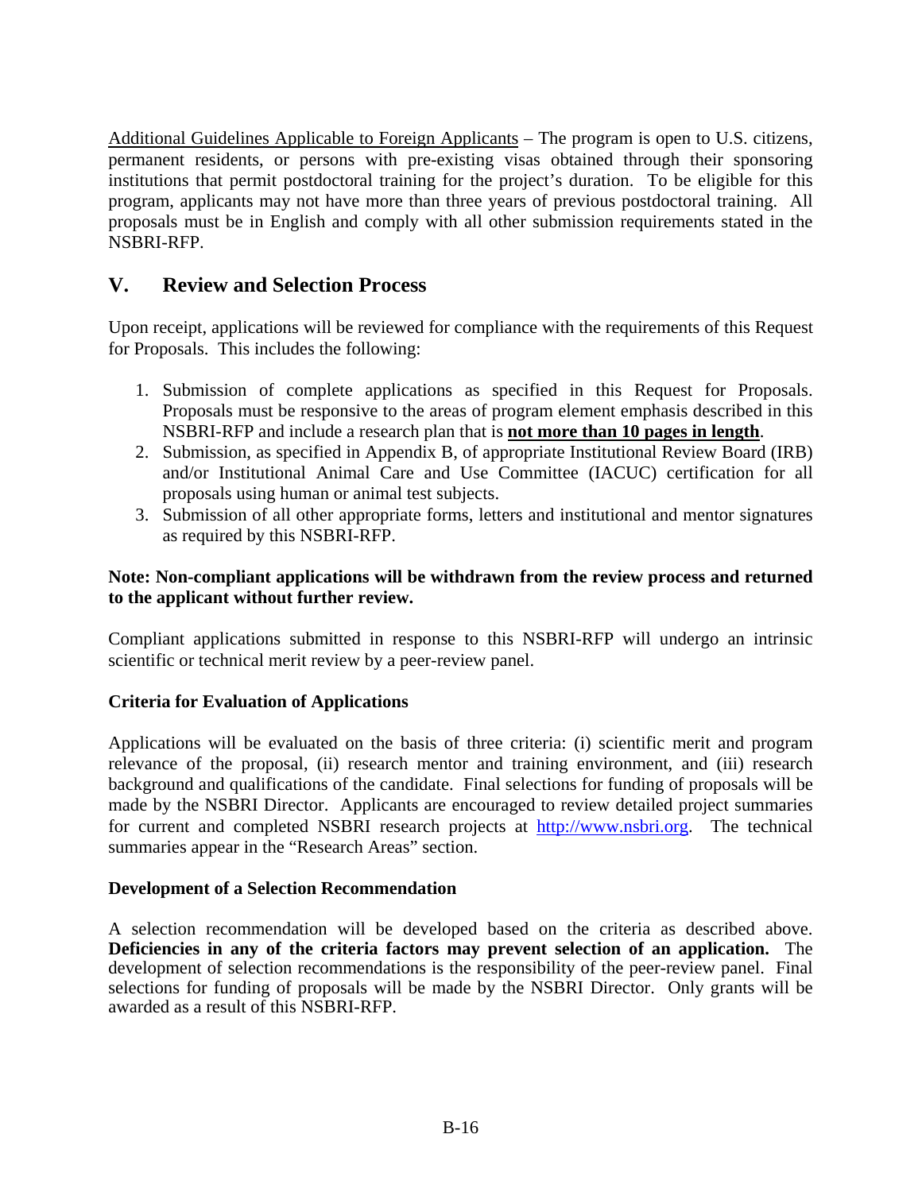Additional Guidelines Applicable to Foreign Applicants – The program is open to U.S. citizens, permanent residents, or persons with pre-existing visas obtained through their sponsoring institutions that permit postdoctoral training for the project's duration. To be eligible for this program, applicants may not have more than three years of previous postdoctoral training. All proposals must be in English and comply with all other submission requirements stated in the NSBRI-RFP.

## V. Review and Selection Process

Upon receipt, applications will be reviewed for compliance with the requirements of this Request for Proposals. This includes the following:

1. Submission of complete applications as specified in this Request for Proposals. Proposals must be responsive to the areas of program element emphasis described in this NSBRI-RFP and include a research plan that is **not more than 10 pages in length**.
2. Submission, as specified in Appendix B, of appropriate Institutional Review Board (IRB) and/or Institutional Animal Care and Use Committee (IACUC) certification for all proposals using human or animal test subjects.
3. Submission of all other appropriate forms, letters and institutional and mentor signatures as required by this NSBRI-RFP.

**Note: Non-compliant applications will be withdrawn from the review process and returned to the applicant without further review.**

Compliant applications submitted in response to this NSBRI-RFP will undergo an intrinsic scientific or technical merit review by a peer-review panel.

**Criteria for Evaluation of Applications**

Applications will be evaluated on the basis of three criteria: (i) scientific merit and program relevance of the proposal, (ii) research mentor and training environment, and (iii) research background and qualifications of the candidate. Final selections for funding of proposals will be made by the NSBRI Director. Applicants are encouraged to review detailed project summaries for current and completed NSBRI research projects at http://www.nsbri.org. The technical summaries appear in the "Research Areas" section.

**Development of a Selection Recommendation**

A selection recommendation will be developed based on the criteria as described above. **Deficiencies in any of the criteria factors may prevent selection of an application.** The development of selection recommendations is the responsibility of the peer-review panel. Final selections for funding of proposals will be made by the NSBRI Director. Only grants will be awarded as a result of this NSBRI-RFP.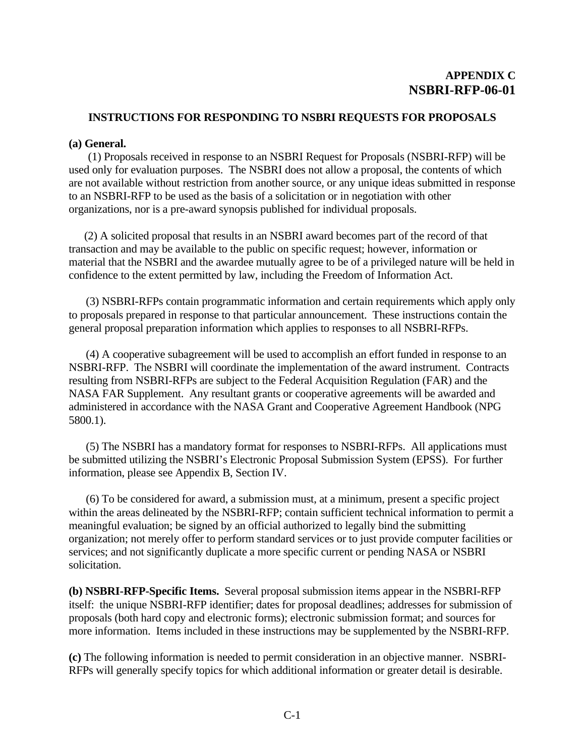**APPENDIX C**
**NSBRI-RFP-06-01**

### INSTRUCTIONS FOR RESPONDING TO NSBRI REQUESTS FOR PROPOSALS

**(a) General.**

(1) Proposals received in response to an NSBRI Request for Proposals (NSBRI-RFP) will be used only for evaluation purposes. The NSBRI does not allow a proposal, the contents of which are not available without restriction from another source, or any unique ideas submitted in response to an NSBRI-RFP to be used as the basis of a solicitation or in negotiation with other organizations, nor is a pre-award synopsis published for individual proposals.

(2) A solicited proposal that results in an NSBRI award becomes part of the record of that transaction and may be available to the public on specific request; however, information or material that the NSBRI and the awardee mutually agree to be of a privileged nature will be held in confidence to the extent permitted by law, including the Freedom of Information Act.

(3) NSBRI-RFPs contain programmatic information and certain requirements which apply only to proposals prepared in response to that particular announcement. These instructions contain the general proposal preparation information which applies to responses to all NSBRI-RFPs.

(4) A cooperative subagreement will be used to accomplish an effort funded in response to an NSBRI-RFP. The NSBRI will coordinate the implementation of the award instrument. Contracts resulting from NSBRI-RFPs are subject to the Federal Acquisition Regulation (FAR) and the NASA FAR Supplement. Any resultant grants or cooperative agreements will be awarded and administered in accordance with the NASA Grant and Cooperative Agreement Handbook (NPG 5800.1).

(5) The NSBRI has a mandatory format for responses to NSBRI-RFPs. All applications must be submitted utilizing the NSBRI's Electronic Proposal Submission System (EPSS). For further information, please see Appendix B, Section IV.

(6) To be considered for award, a submission must, at a minimum, present a specific project within the areas delineated by the NSBRI-RFP; contain sufficient technical information to permit a meaningful evaluation; be signed by an official authorized to legally bind the submitting organization; not merely offer to perform standard services or to just provide computer facilities or services; and not significantly duplicate a more specific current or pending NASA or NSBRI solicitation.

**(b) NSBRI-RFP-Specific Items.** Several proposal submission items appear in the NSBRI-RFP itself: the unique NSBRI-RFP identifier; dates for proposal deadlines; addresses for submission of proposals (both hard copy and electronic forms); electronic submission format; and sources for more information. Items included in these instructions may be supplemented by the NSBRI-RFP.

**(c)** The following information is needed to permit consideration in an objective manner. NSBRI-RFPs will generally specify topics for which additional information or greater detail is desirable.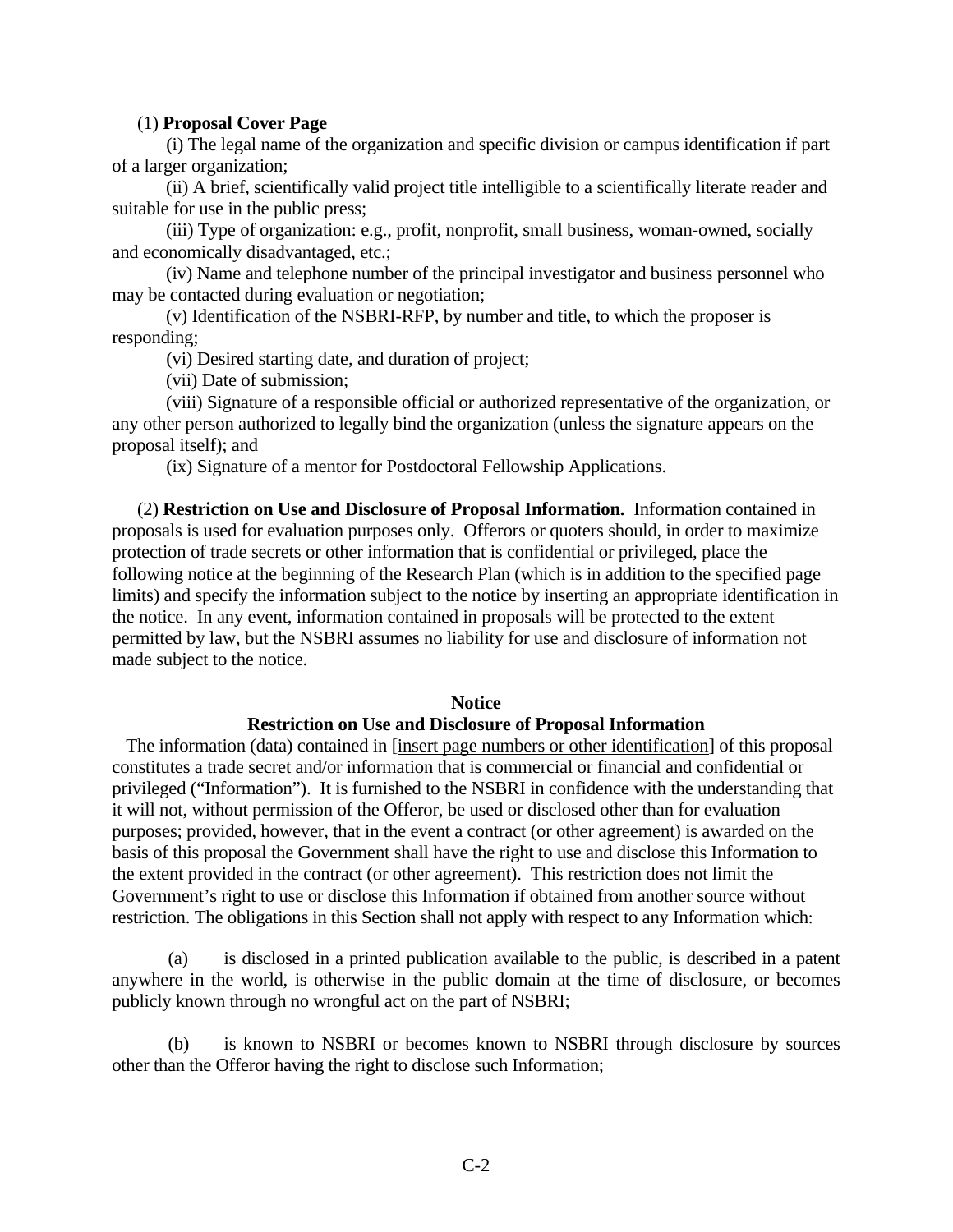(1) **Proposal Cover Page**

(i) The legal name of the organization and specific division or campus identification if part of a larger organization;

(ii) A brief, scientifically valid project title intelligible to a scientifically literate reader and suitable for use in the public press;

(iii) Type of organization: e.g., profit, nonprofit, small business, woman-owned, socially and economically disadvantaged, etc.;

(iv) Name and telephone number of the principal investigator and business personnel who may be contacted during evaluation or negotiation;

(v) Identification of the NSBRI-RFP, by number and title, to which the proposer is responding;

(vi) Desired starting date, and duration of project;

(vii) Date of submission;

(viii) Signature of a responsible official or authorized representative of the organization, or any other person authorized to legally bind the organization (unless the signature appears on the proposal itself); and

(ix) Signature of a mentor for Postdoctoral Fellowship Applications.

(2) **Restriction on Use and Disclosure of Proposal Information.** Information contained in proposals is used for evaluation purposes only. Offerors or quoters should, in order to maximize protection of trade secrets or other information that is confidential or privileged, place the following notice at the beginning of the Research Plan (which is in addition to the specified page limits) and specify the information subject to the notice by inserting an appropriate identification in the notice. In any event, information contained in proposals will be protected to the extent permitted by law, but the NSBRI assumes no liability for use and disclosure of information not made subject to the notice.

**Notice**

**Restriction on Use and Disclosure of Proposal Information**

The information (data) contained in [insert page numbers or other identification] of this proposal constitutes a trade secret and/or information that is commercial or financial and confidential or privileged ("Information"). It is furnished to the NSBRI in confidence with the understanding that it will not, without permission of the Offeror, be used or disclosed other than for evaluation purposes; provided, however, that in the event a contract (or other agreement) is awarded on the basis of this proposal the Government shall have the right to use and disclose this Information to the extent provided in the contract (or other agreement). This restriction does not limit the Government's right to use or disclose this Information if obtained from another source without restriction. The obligations in this Section shall not apply with respect to any Information which:

(a) is disclosed in a printed publication available to the public, is described in a patent anywhere in the world, is otherwise in the public domain at the time of disclosure, or becomes publicly known through no wrongful act on the part of NSBRI;

(b) is known to NSBRI or becomes known to NSBRI through disclosure by sources other than the Offeror having the right to disclose such Information;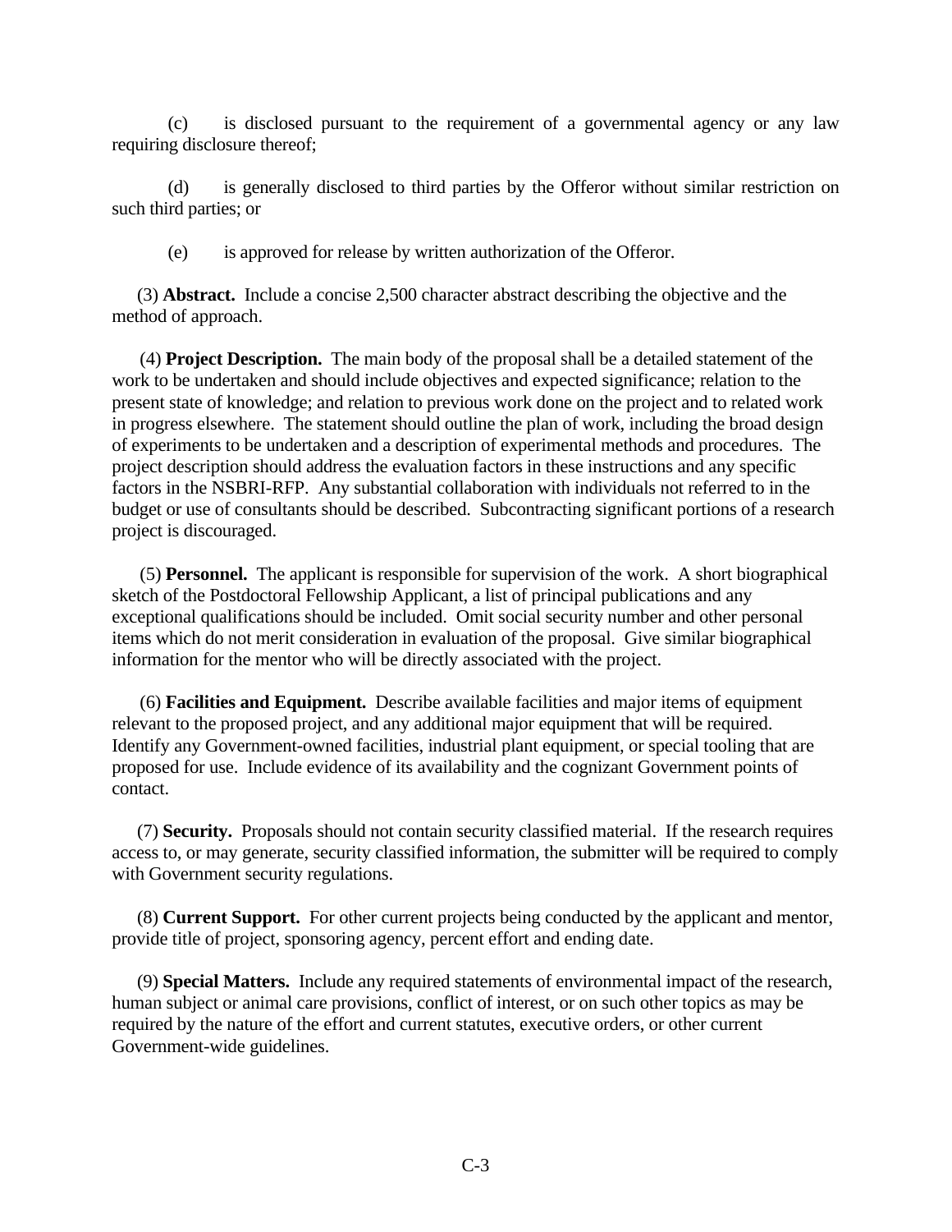(c) is disclosed pursuant to the requirement of a governmental agency or any law requiring disclosure thereof;

(d) is generally disclosed to third parties by the Offeror without similar restriction on such third parties; or

(e) is approved for release by written authorization of the Offeror.

(3) **Abstract.** Include a concise 2,500 character abstract describing the objective and the method of approach.

(4) **Project Description.** The main body of the proposal shall be a detailed statement of the work to be undertaken and should include objectives and expected significance; relation to the present state of knowledge; and relation to previous work done on the project and to related work in progress elsewhere. The statement should outline the plan of work, including the broad design of experiments to be undertaken and a description of experimental methods and procedures. The project description should address the evaluation factors in these instructions and any specific factors in the NSBRI-RFP. Any substantial collaboration with individuals not referred to in the budget or use of consultants should be described. Subcontracting significant portions of a research project is discouraged.

(5) **Personnel.** The applicant is responsible for supervision of the work. A short biographical sketch of the Postdoctoral Fellowship Applicant, a list of principal publications and any exceptional qualifications should be included. Omit social security number and other personal items which do not merit consideration in evaluation of the proposal. Give similar biographical information for the mentor who will be directly associated with the project.

(6) **Facilities and Equipment.** Describe available facilities and major items of equipment relevant to the proposed project, and any additional major equipment that will be required. Identify any Government-owned facilities, industrial plant equipment, or special tooling that are proposed for use. Include evidence of its availability and the cognizant Government points of contact.

(7) **Security.** Proposals should not contain security classified material. If the research requires access to, or may generate, security classified information, the submitter will be required to comply with Government security regulations.

(8) **Current Support.** For other current projects being conducted by the applicant and mentor, provide title of project, sponsoring agency, percent effort and ending date.

(9) **Special Matters.** Include any required statements of environmental impact of the research, human subject or animal care provisions, conflict of interest, or on such other topics as may be required by the nature of the effort and current statutes, executive orders, or other current Government-wide guidelines.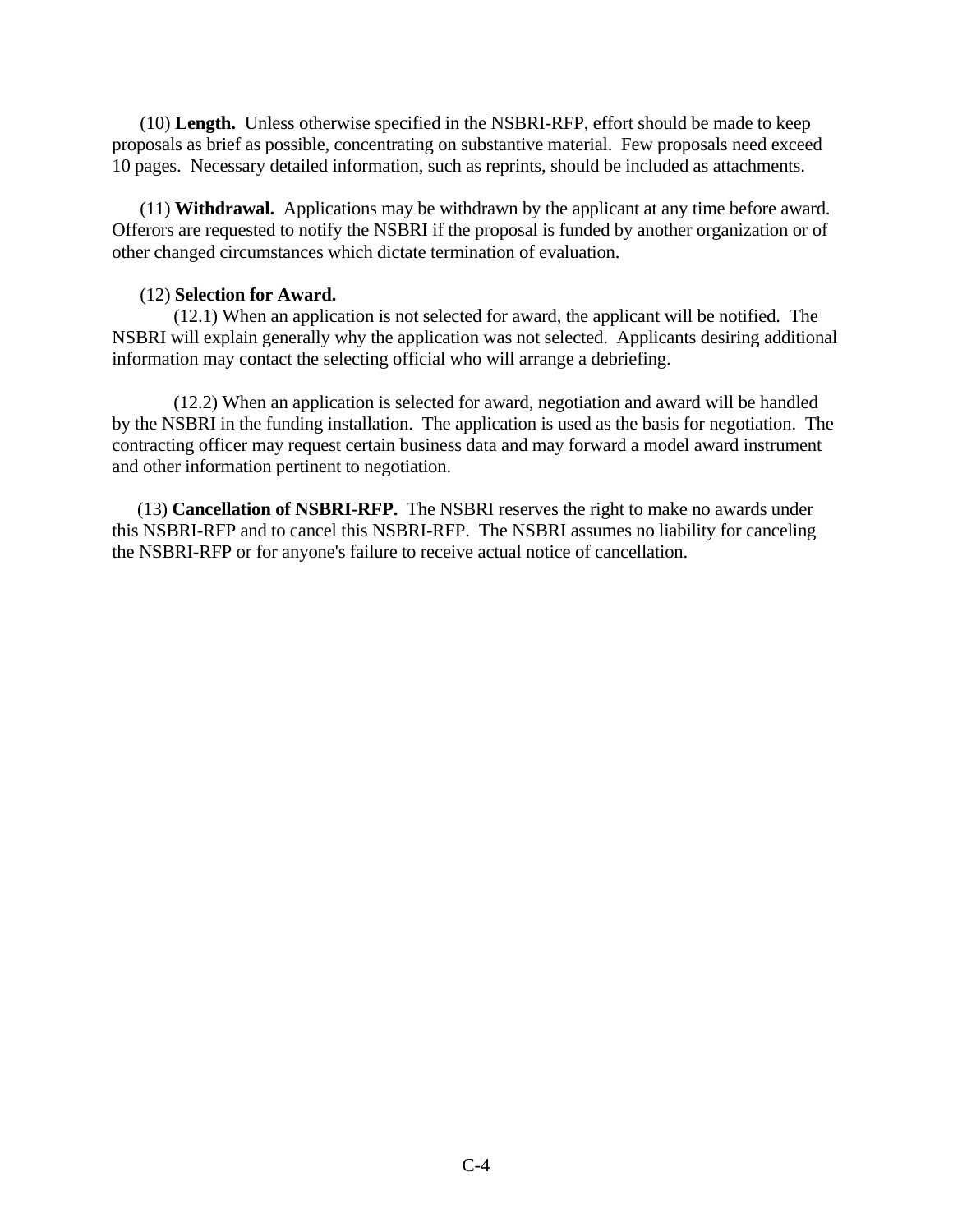(10) **Length.** Unless otherwise specified in the NSBRI-RFP, effort should be made to keep proposals as brief as possible, concentrating on substantive material. Few proposals need exceed 10 pages. Necessary detailed information, such as reprints, should be included as attachments.

(11) **Withdrawal.** Applications may be withdrawn by the applicant at any time before award. Offerors are requested to notify the NSBRI if the proposal is funded by another organization or of other changed circumstances which dictate termination of evaluation.

(12) **Selection for Award.**

(12.1) When an application is not selected for award, the applicant will be notified. The NSBRI will explain generally why the application was not selected. Applicants desiring additional information may contact the selecting official who will arrange a debriefing.

(12.2) When an application is selected for award, negotiation and award will be handled by the NSBRI in the funding installation. The application is used as the basis for negotiation. The contracting officer may request certain business data and may forward a model award instrument and other information pertinent to negotiation.

(13) **Cancellation of NSBRI-RFP.** The NSBRI reserves the right to make no awards under this NSBRI-RFP and to cancel this NSBRI-RFP. The NSBRI assumes no liability for canceling the NSBRI-RFP or for anyone's failure to receive actual notice of cancellation.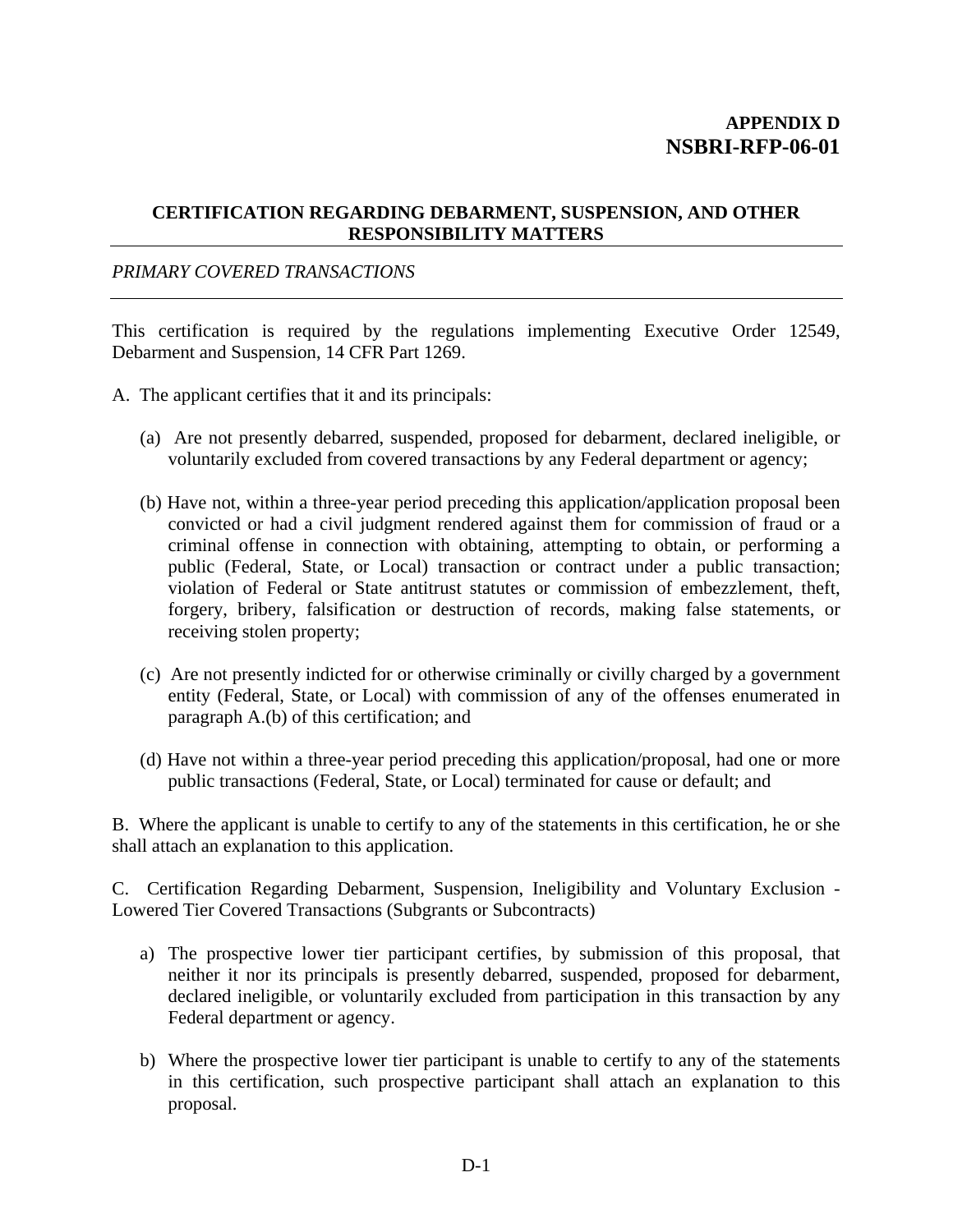**APPENDIX D**
**NSBRI-RFP-06-01**

## CERTIFICATION REGARDING DEBARMENT, SUSPENSION, AND OTHER RESPONSIBILITY MATTERS

*PRIMARY COVERED TRANSACTIONS*

This certification is required by the regulations implementing Executive Order 12549, Debarment and Suspension, 14 CFR Part 1269.

A. The applicant certifies that it and its principals:

(a) Are not presently debarred, suspended, proposed for debarment, declared ineligible, or voluntarily excluded from covered transactions by any Federal department or agency;

(b) Have not, within a three-year period preceding this application/application proposal been convicted or had a civil judgment rendered against them for commission of fraud or a criminal offense in connection with obtaining, attempting to obtain, or performing a public (Federal, State, or Local) transaction or contract under a public transaction; violation of Federal or State antitrust statutes or commission of embezzlement, theft, forgery, bribery, falsification or destruction of records, making false statements, or receiving stolen property;

(c) Are not presently indicted for or otherwise criminally or civilly charged by a government entity (Federal, State, or Local) with commission of any of the offenses enumerated in paragraph A.(b) of this certification; and

(d) Have not within a three-year period preceding this application/proposal, had one or more public transactions (Federal, State, or Local) terminated for cause or default; and

B. Where the applicant is unable to certify to any of the statements in this certification, he or she shall attach an explanation to this application.

C. Certification Regarding Debarment, Suspension, Ineligibility and Voluntary Exclusion - Lowered Tier Covered Transactions (Subgrants or Subcontracts)

a) The prospective lower tier participant certifies, by submission of this proposal, that neither it nor its principals is presently debarred, suspended, proposed for debarment, declared ineligible, or voluntarily excluded from participation in this transaction by any Federal department or agency.

b) Where the prospective lower tier participant is unable to certify to any of the statements in this certification, such prospective participant shall attach an explanation to this proposal.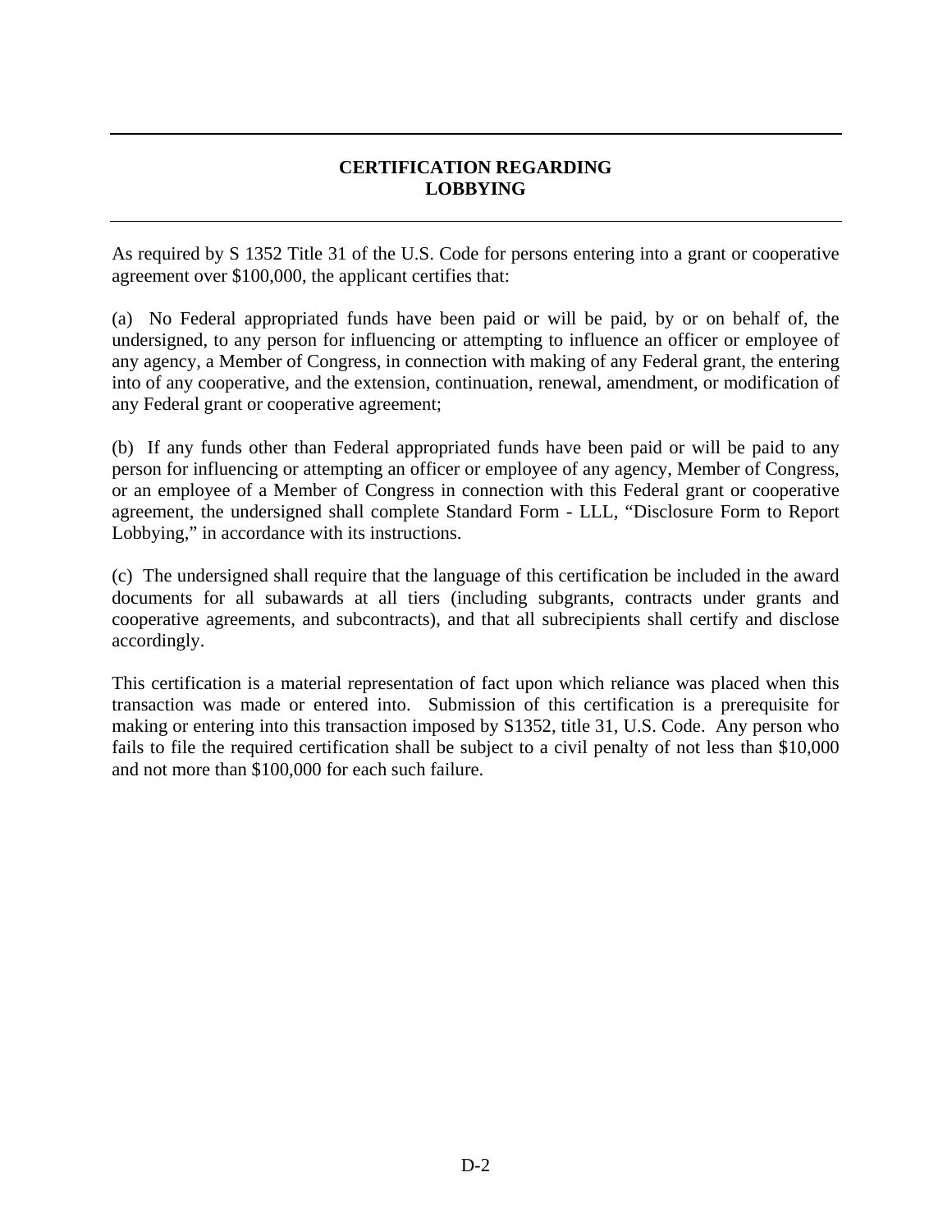## CERTIFICATION REGARDING LOBBYING

As required by S 1352 Title 31 of the U.S. Code for persons entering into a grant or cooperative agreement over $100,000, the applicant certifies that:

(a) No Federal appropriated funds have been paid or will be paid, by or on behalf of, the undersigned, to any person for influencing or attempting to influence an officer or employee of any agency, a Member of Congress, in connection with making of any Federal grant, the entering into of any cooperative, and the extension, continuation, renewal, amendment, or modification of any Federal grant or cooperative agreement;

(b) If any funds other than Federal appropriated funds have been paid or will be paid to any person for influencing or attempting an officer or employee of any agency, Member of Congress, or an employee of a Member of Congress in connection with this Federal grant or cooperative agreement, the undersigned shall complete Standard Form - LLL, "Disclosure Form to Report Lobbying," in accordance with its instructions.

(c) The undersigned shall require that the language of this certification be included in the award documents for all subawards at all tiers (including subgrants, contracts under grants and cooperative agreements, and subcontracts), and that all subrecipients shall certify and disclose accordingly.

This certification is a material representation of fact upon which reliance was placed when this transaction was made or entered into. Submission of this certification is a prerequisite for making or entering into this transaction imposed by S1352, title 31, U.S. Code. Any person who fails to file the required certification shall be subject to a civil penalty of not less than $10,000 and not more than $100,000 for each such failure.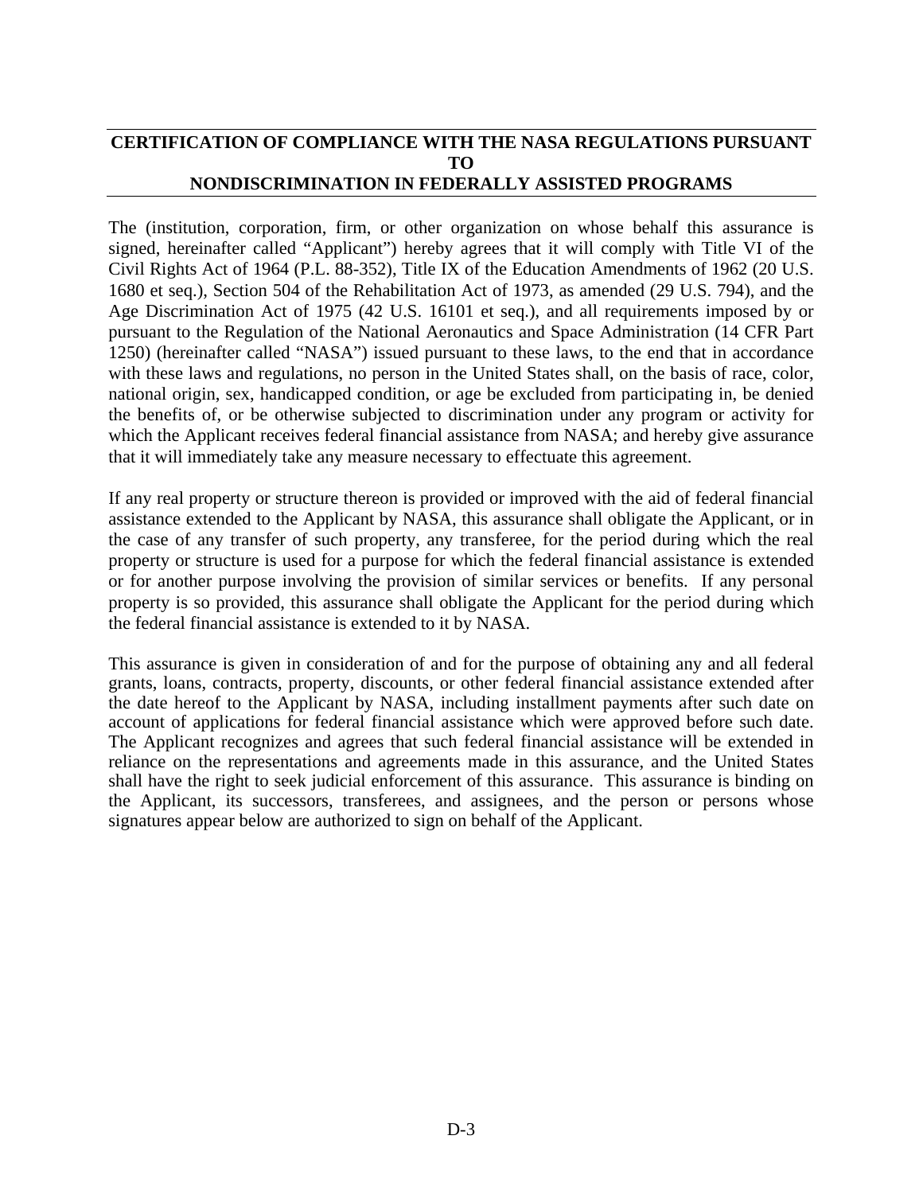## CERTIFICATION OF COMPLIANCE WITH THE NASA REGULATIONS PURSUANT TO NONDISCRIMINATION IN FEDERALLY ASSISTED PROGRAMS

The (institution, corporation, firm, or other organization on whose behalf this assurance is signed, hereinafter called "Applicant") hereby agrees that it will comply with Title VI of the Civil Rights Act of 1964 (P.L. 88-352), Title IX of the Education Amendments of 1962 (20 U.S. 1680 et seq.), Section 504 of the Rehabilitation Act of 1973, as amended (29 U.S. 794), and the Age Discrimination Act of 1975 (42 U.S. 16101 et seq.), and all requirements imposed by or pursuant to the Regulation of the National Aeronautics and Space Administration (14 CFR Part 1250) (hereinafter called "NASA") issued pursuant to these laws, to the end that in accordance with these laws and regulations, no person in the United States shall, on the basis of race, color, national origin, sex, handicapped condition, or age be excluded from participating in, be denied the benefits of, or be otherwise subjected to discrimination under any program or activity for which the Applicant receives federal financial assistance from NASA; and hereby give assurance that it will immediately take any measure necessary to effectuate this agreement.

If any real property or structure thereon is provided or improved with the aid of federal financial assistance extended to the Applicant by NASA, this assurance shall obligate the Applicant, or in the case of any transfer of such property, any transferee, for the period during which the real property or structure is used for a purpose for which the federal financial assistance is extended or for another purpose involving the provision of similar services or benefits. If any personal property is so provided, this assurance shall obligate the Applicant for the period during which the federal financial assistance is extended to it by NASA.

This assurance is given in consideration of and for the purpose of obtaining any and all federal grants, loans, contracts, property, discounts, or other federal financial assistance extended after the date hereof to the Applicant by NASA, including installment payments after such date on account of applications for federal financial assistance which were approved before such date. The Applicant recognizes and agrees that such federal financial assistance will be extended in reliance on the representations and agreements made in this assurance, and the United States shall have the right to seek judicial enforcement of this assurance. This assurance is binding on the Applicant, its successors, transferees, and assignees, and the person or persons whose signatures appear below are authorized to sign on behalf of the Applicant.